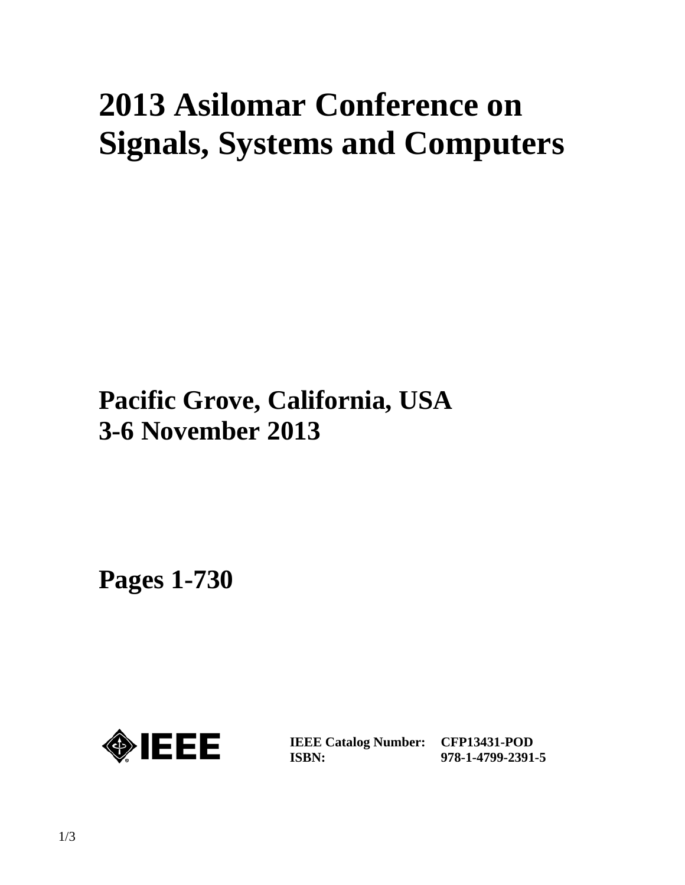# 2013 Asilomar Conference on Signals, Systems and Computers

**Pacific Grove, California, USA**
**3-6 November 2013**

**Pages 1-730**

IEEE

| | |
|---|---|
| **IEEE Catalog Number:** | **CFP13431-POD** |
| **ISBN:** | **978-1-4799-2391-5** |

1/3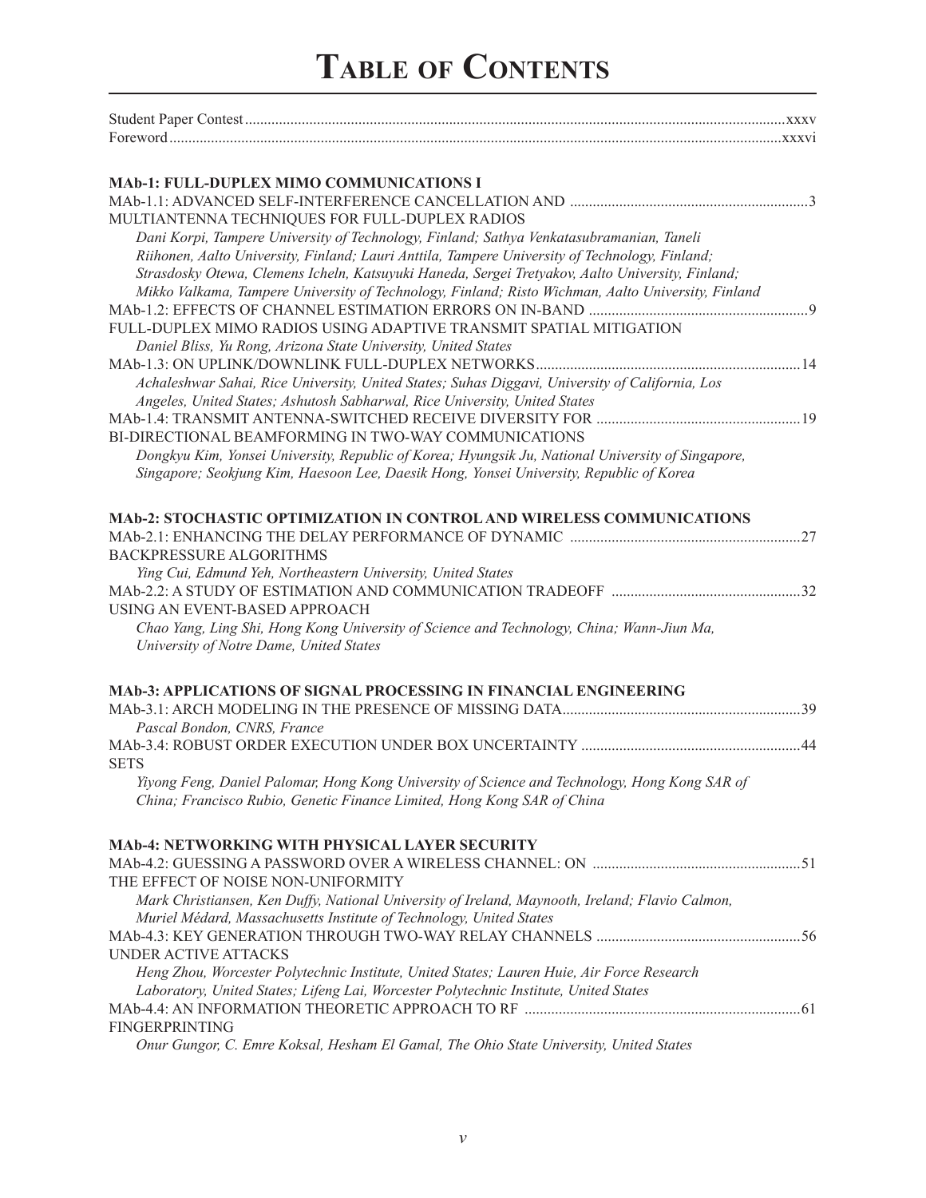# Table of Contents

Student Paper Contest ........ xxxv
Foreword ........ xxxvi

**MAb-1: FULL-DUPLEX MIMO COMMUNICATIONS I**

MAb-1.1: ADVANCED SELF-INTERFERENCE CANCELLATION AND MULTIANTENNA TECHNIQUES FOR FULL-DUPLEX RADIOS ........ 3
*Dani Korpi, Tampere University of Technology, Finland; Sathya Venkatasubramanian, Taneli Riihonen, Aalto University, Finland; Lauri Anttila, Tampere University of Technology, Finland; Strasdosky Otewa, Clemens Icheln, Katsuyuki Haneda, Sergei Tretyakov, Aalto University, Finland; Mikko Valkama, Tampere University of Technology, Finland; Risto Wichman, Aalto University, Finland*

MAb-1.2: EFFECTS OF CHANNEL ESTIMATION ERRORS ON IN-BAND FULL-DUPLEX MIMO RADIOS USING ADAPTIVE TRANSMIT SPATIAL MITIGATION ........ 9
*Daniel Bliss, Yu Rong, Arizona State University, United States*

MAb-1.3: ON UPLINK/DOWNLINK FULL-DUPLEX NETWORKS ........ 14
*Achaleshwar Sahai, Rice University, United States; Suhas Diggavi, University of California, Los Angeles, United States; Ashutosh Sabharwal, Rice University, United States*

MAb-1.4: TRANSMIT ANTENNA-SWITCHED RECEIVE DIVERSITY FOR BI-DIRECTIONAL BEAMFORMING IN TWO-WAY COMMUNICATIONS ........ 19
*Dongkyu Kim, Yonsei University, Republic of Korea; Hyungsik Ju, National University of Singapore, Singapore; Seokjung Kim, Haesoon Lee, Daesik Hong, Yonsei University, Republic of Korea*

**MAb-2: STOCHASTIC OPTIMIZATION IN CONTROL AND WIRELESS COMMUNICATIONS**

MAb-2.1: ENHANCING THE DELAY PERFORMANCE OF DYNAMIC BACKPRESSURE ALGORITHMS ........ 27
*Ying Cui, Edmund Yeh, Northeastern University, United States*

MAb-2.2: A STUDY OF ESTIMATION AND COMMUNICATION TRADEOFF USING AN EVENT-BASED APPROACH ........ 32
*Chao Yang, Ling Shi, Hong Kong University of Science and Technology, China; Wann-Jiun Ma, University of Notre Dame, United States*

**MAb-3: APPLICATIONS OF SIGNAL PROCESSING IN FINANCIAL ENGINEERING**

MAb-3.1: ARCH MODELING IN THE PRESENCE OF MISSING DATA ........ 39
*Pascal Bondon, CNRS, France*

MAb-3.4: ROBUST ORDER EXECUTION UNDER BOX UNCERTAINTY SETS ........ 44
*Yiyong Feng, Daniel Palomar, Hong Kong University of Science and Technology, Hong Kong SAR of China; Francisco Rubio, Genetic Finance Limited, Hong Kong SAR of China*

**MAb-4: NETWORKING WITH PHYSICAL LAYER SECURITY**

MAb-4.2: GUESSING A PASSWORD OVER A WIRELESS CHANNEL: ON THE EFFECT OF NOISE NON-UNIFORMITY ........ 51
*Mark Christiansen, Ken Duffy, National University of Ireland, Maynooth, Ireland; Flavio Calmon, Muriel Médard, Massachusetts Institute of Technology, United States*

MAb-4.3: KEY GENERATION THROUGH TWO-WAY RELAY CHANNELS UNDER ACTIVE ATTACKS ........ 56
*Heng Zhou, Worcester Polytechnic Institute, United States; Lauren Huie, Air Force Research Laboratory, United States; Lifeng Lai, Worcester Polytechnic Institute, United States*

MAb-4.4: AN INFORMATION THEORETIC APPROACH TO RF FINGERPRINTING ........ 61
*Onur Gungor, C. Emre Koksal, Hesham El Gamal, The Ohio State University, United States*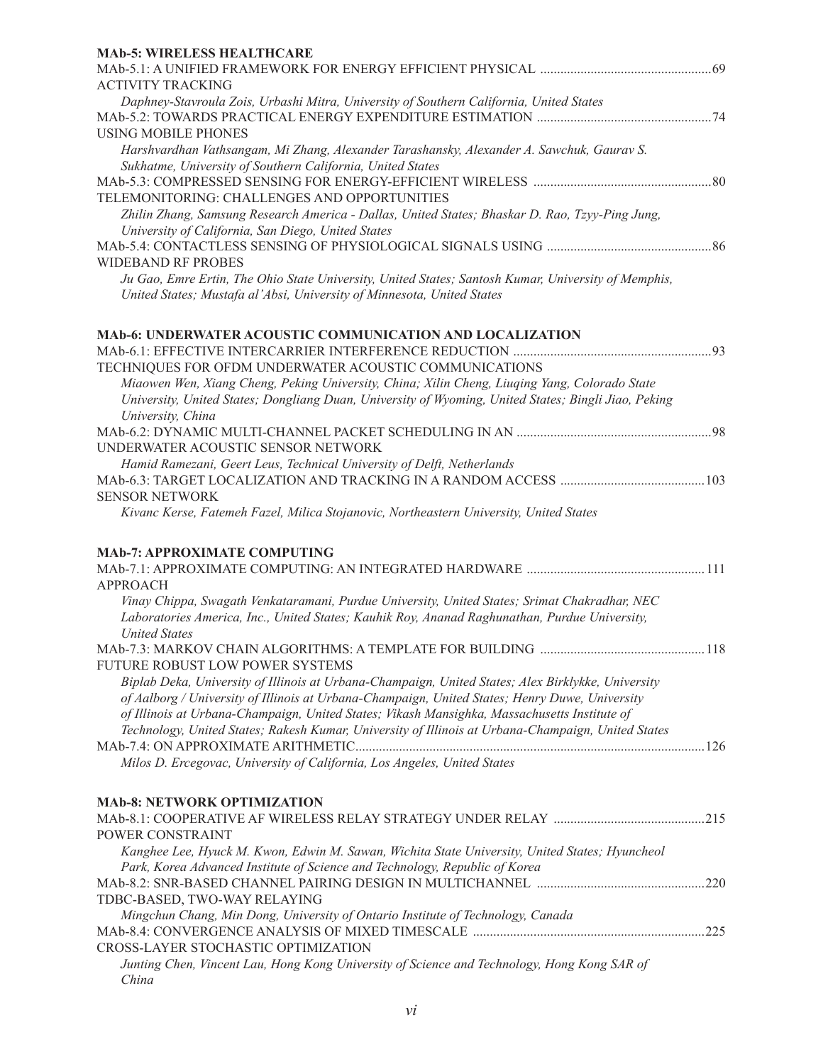**MAb-5: WIRELESS HEALTHCARE**

MAb-5.1: A UNIFIED FRAMEWORK FOR ENERGY EFFICIENT PHYSICAL ACTIVITY TRACKING ....69

*Daphney-Stavroula Zois, Urbashi Mitra, University of Southern California, United States*

MAb-5.2: TOWARDS PRACTICAL ENERGY EXPENDITURE ESTIMATION USING MOBILE PHONES ....74

*Harshvardhan Vathsangam, Mi Zhang, Alexander Tarashansky, Alexander A. Sawchuk, Gaurav S. Sukhatme, University of Southern California, United States*

MAb-5.3: COMPRESSED SENSING FOR ENERGY-EFFICIENT WIRELESS TELEMONITORING: CHALLENGES AND OPPORTUNITIES ....80

*Zhilin Zhang, Samsung Research America - Dallas, United States; Bhaskar D. Rao, Tzyy-Ping Jung, University of California, San Diego, United States*

MAb-5.4: CONTACTLESS SENSING OF PHYSIOLOGICAL SIGNALS USING WIDEBAND RF PROBES ....86

*Ju Gao, Emre Ertin, The Ohio State University, United States; Santosh Kumar, University of Memphis, United States; Mustafa al'Absi, University of Minnesota, United States*

**MAb-6: UNDERWATER ACOUSTIC COMMUNICATION AND LOCALIZATION**

MAb-6.1: EFFECTIVE INTERCARRIER INTERFERENCE REDUCTION TECHNIQUES FOR OFDM UNDERWATER ACOUSTIC COMMUNICATIONS ....93

*Miaowen Wen, Xiang Cheng, Peking University, China; Xilin Cheng, Liuqing Yang, Colorado State University, United States; Dongliang Duan, University of Wyoming, United States; Bingli Jiao, Peking University, China*

MAb-6.2: DYNAMIC MULTI-CHANNEL PACKET SCHEDULING IN AN UNDERWATER ACOUSTIC SENSOR NETWORK ....98

*Hamid Ramezani, Geert Leus, Technical University of Delft, Netherlands*

MAb-6.3: TARGET LOCALIZATION AND TRACKING IN A RANDOM ACCESS SENSOR NETWORK ....103

*Kivanc Kerse, Fatemeh Fazel, Milica Stojanovic, Northeastern University, United States*

**MAb-7: APPROXIMATE COMPUTING**

MAb-7.1: APPROXIMATE COMPUTING: AN INTEGRATED HARDWARE APPROACH ....111

*Vinay Chippa, Swagath Venkataramani, Purdue University, United States; Srimat Chakradhar, NEC Laboratories America, Inc., United States; Kauhik Roy, Ananad Raghunathan, Purdue University, United States*

MAb-7.3: MARKOV CHAIN ALGORITHMS: A TEMPLATE FOR BUILDING FUTURE ROBUST LOW POWER SYSTEMS ....118

*Biplab Deka, University of Illinois at Urbana-Champaign, United States; Alex Birklykke, University of Aalborg / University of Illinois at Urbana-Champaign, United States; Henry Duwe, University of Illinois at Urbana-Champaign, United States; Vikash Mansighka, Massachusetts Institute of Technology, United States; Rakesh Kumar, University of Illinois at Urbana-Champaign, United States*

MAb-7.4: ON APPROXIMATE ARITHMETIC ....126

*Milos D. Ercegovac, University of California, Los Angeles, United States*

**MAb-8: NETWORK OPTIMIZATION**

MAb-8.1: COOPERATIVE AF WIRELESS RELAY STRATEGY UNDER RELAY POWER CONSTRAINT ....215

*Kanghee Lee, Hyuck M. Kwon, Edwin M. Sawan, Wichita State University, United States; Hyuncheol Park, Korea Advanced Institute of Science and Technology, Republic of Korea*

MAb-8.2: SNR-BASED CHANNEL PAIRING DESIGN IN MULTICHANNEL TDBC-BASED, TWO-WAY RELAYING ....220

*Mingchun Chang, Min Dong, University of Ontario Institute of Technology, Canada*

MAb-8.4: CONVERGENCE ANALYSIS OF MIXED TIMESCALE CROSS-LAYER STOCHASTIC OPTIMIZATION ....225

*Junting Chen, Vincent Lau, Hong Kong University of Science and Technology, Hong Kong SAR of China*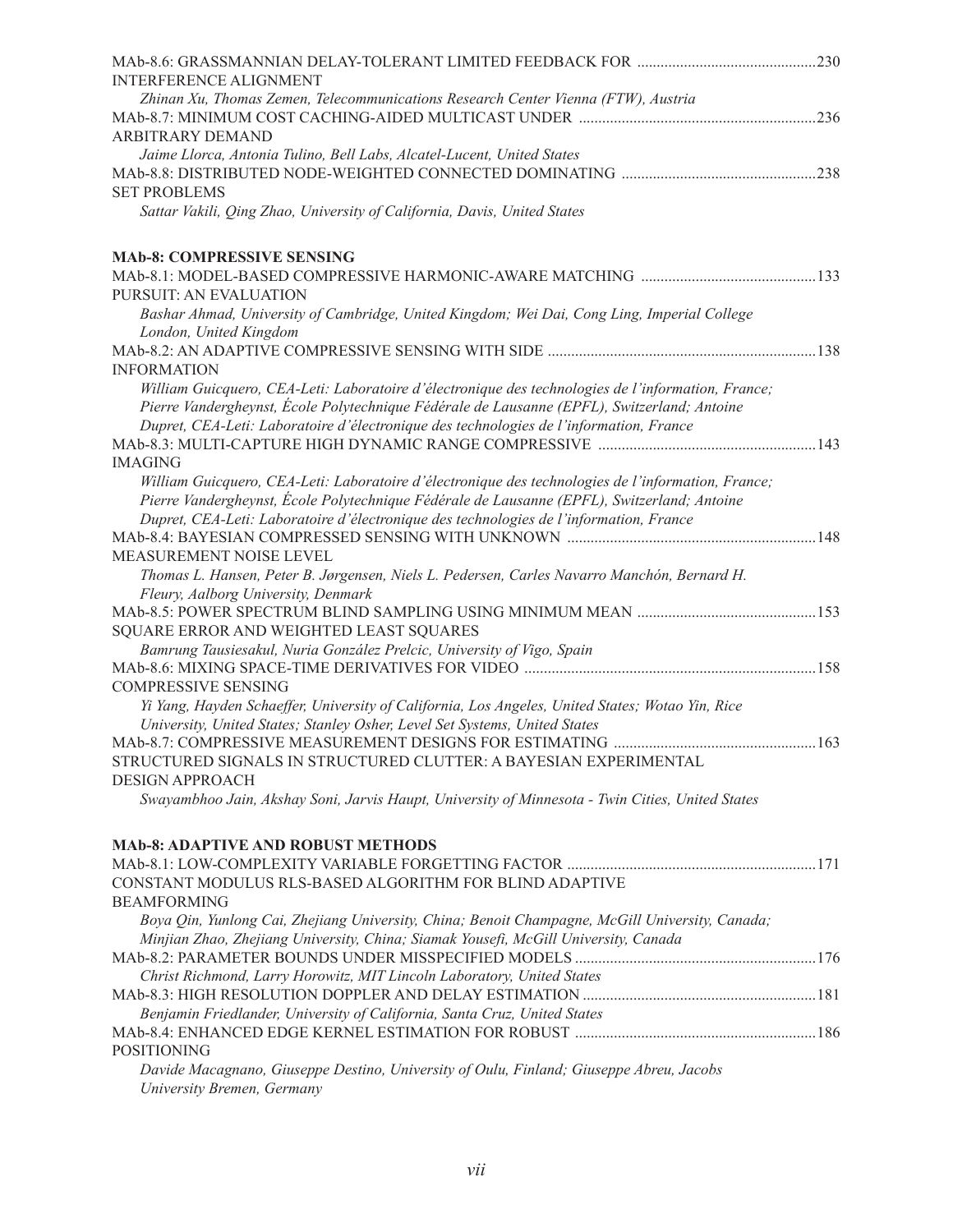MAb-8.6: GRASSMANNIAN DELAY-TOLERANT LIMITED FEEDBACK FOR INTERFERENCE ALIGNMENT ....230
*Zhinan Xu, Thomas Zemen, Telecommunications Research Center Vienna (FTW), Austria*

MAb-8.7: MINIMUM COST CACHING-AIDED MULTICAST UNDER ARBITRARY DEMAND ....236
*Jaime Llorca, Antonia Tulino, Bell Labs, Alcatel-Lucent, United States*

MAb-8.8: DISTRIBUTED NODE-WEIGHTED CONNECTED DOMINATING SET PROBLEMS ....238
*Sattar Vakili, Qing Zhao, University of California, Davis, United States*

**MAb-8: COMPRESSIVE SENSING**

MAb-8.1: MODEL-BASED COMPRESSIVE HARMONIC-AWARE MATCHING PURSUIT: AN EVALUATION ....133
*Bashar Ahmad, University of Cambridge, United Kingdom; Wei Dai, Cong Ling, Imperial College London, United Kingdom*

MAb-8.2: AN ADAPTIVE COMPRESSIVE SENSING WITH SIDE INFORMATION ....138
*William Guicquero, CEA-Leti: Laboratoire d'électronique des technologies de l'information, France; Pierre Vandergheynst, École Polytechnique Fédérale de Lausanne (EPFL), Switzerland; Antoine Dupret, CEA-Leti: Laboratoire d'électronique des technologies de l'information, France*

MAb-8.3: MULTI-CAPTURE HIGH DYNAMIC RANGE COMPRESSIVE IMAGING ....143
*William Guicquero, CEA-Leti: Laboratoire d'électronique des technologies de l'information, France; Pierre Vandergheynst, École Polytechnique Fédérale de Lausanne (EPFL), Switzerland; Antoine Dupret, CEA-Leti: Laboratoire d'électronique des technologies de l'information, France*

MAb-8.4: BAYESIAN COMPRESSED SENSING WITH UNKNOWN MEASUREMENT NOISE LEVEL ....148
*Thomas L. Hansen, Peter B. Jørgensen, Niels L. Pedersen, Carles Navarro Manchón, Bernard H. Fleury, Aalborg University, Denmark*

MAb-8.5: POWER SPECTRUM BLIND SAMPLING USING MINIMUM MEAN SQUARE ERROR AND WEIGHTED LEAST SQUARES ....153
*Bamrung Tausiesakul, Nuria González Prelcic, University of Vigo, Spain*

MAb-8.6: MIXING SPACE-TIME DERIVATIVES FOR VIDEO COMPRESSIVE SENSING ....158
*Yi Yang, Hayden Schaeffer, University of California, Los Angeles, United States; Wotao Yin, Rice University, United States; Stanley Osher, Level Set Systems, United States*

MAb-8.7: COMPRESSIVE MEASUREMENT DESIGNS FOR ESTIMATING STRUCTURED SIGNALS IN STRUCTURED CLUTTER: A BAYESIAN EXPERIMENTAL DESIGN APPROACH ....163
*Swayambhoo Jain, Akshay Soni, Jarvis Haupt, University of Minnesota - Twin Cities, United States*

**MAb-8: ADAPTIVE AND ROBUST METHODS**

MAb-8.1: LOW-COMPLEXITY VARIABLE FORGETTING FACTOR CONSTANT MODULUS RLS-BASED ALGORITHM FOR BLIND ADAPTIVE BEAMFORMING ....171
*Boya Qin, Yunlong Cai, Zhejiang University, China; Benoit Champagne, McGill University, Canada; Minjian Zhao, Zhejiang University, China; Siamak Yousefi, McGill University, Canada*

MAb-8.2: PARAMETER BOUNDS UNDER MISSPECIFIED MODELS ....176
*Christ Richmond, Larry Horowitz, MIT Lincoln Laboratory, United States*

MAb-8.3: HIGH RESOLUTION DOPPLER AND DELAY ESTIMATION ....181
*Benjamin Friedlander, University of California, Santa Cruz, United States*

MAb-8.4: ENHANCED EDGE KERNEL ESTIMATION FOR ROBUST POSITIONING ....186
*Davide Macagnano, Giuseppe Destino, University of Oulu, Finland; Giuseppe Abreu, Jacobs University Bremen, Germany*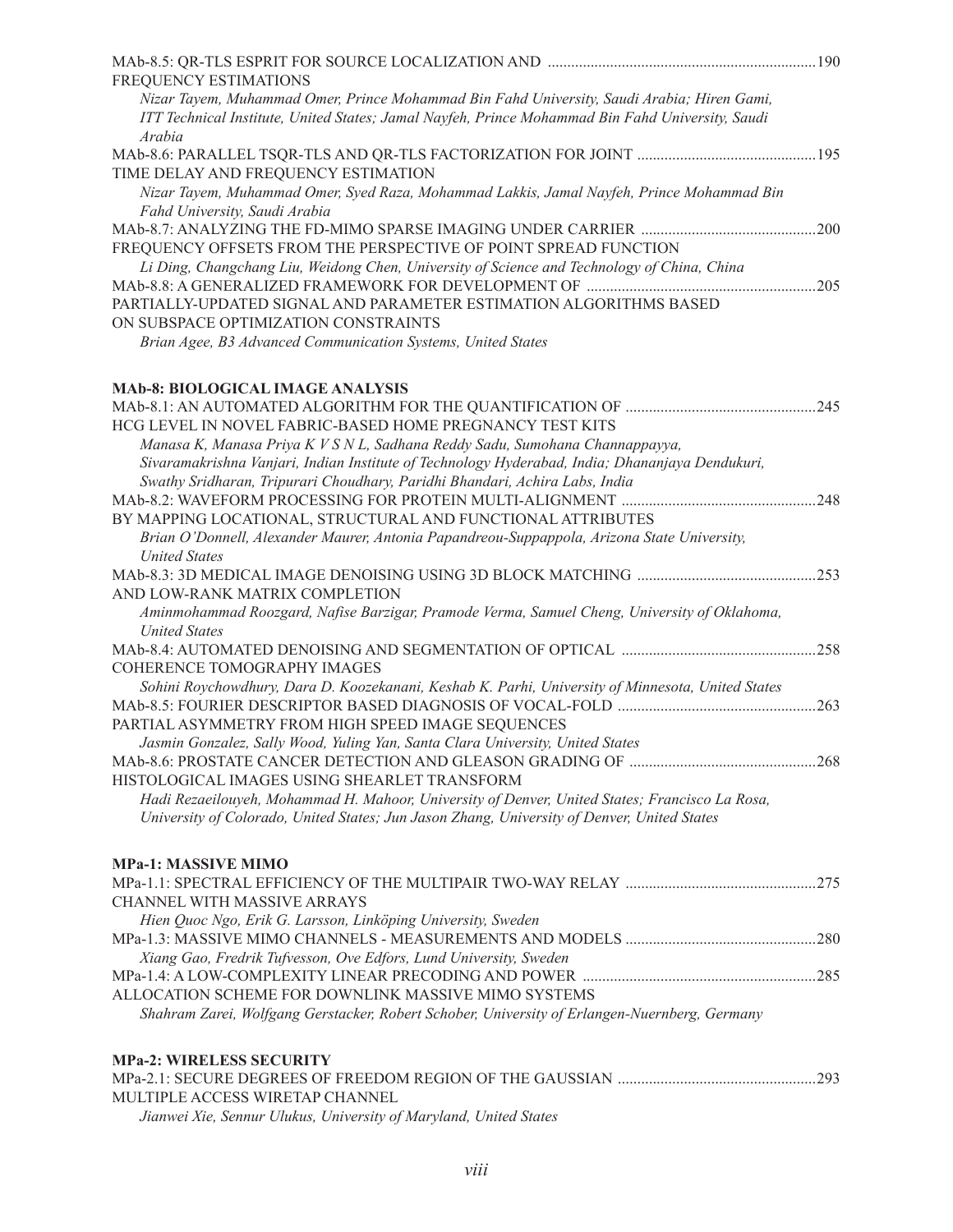MAb-8.5: QR-TLS ESPRIT FOR SOURCE LOCALIZATION AND FREQUENCY ESTIMATIONS ....................190

*Nizar Tayem, Muhammad Omer, Prince Mohammad Bin Fahd University, Saudi Arabia; Hiren Gami, ITT Technical Institute, United States; Jamal Nayfeh, Prince Mohammad Bin Fahd University, Saudi Arabia*

MAb-8.6: PARALLEL TSQR-TLS AND QR-TLS FACTORIZATION FOR JOINT TIME DELAY AND FREQUENCY ESTIMATION ....................195

*Nizar Tayem, Muhammad Omer, Syed Raza, Mohammad Lakkis, Jamal Nayfeh, Prince Mohammad Bin Fahd University, Saudi Arabia*

MAb-8.7: ANALYZING THE FD-MIMO SPARSE IMAGING UNDER CARRIER FREQUENCY OFFSETS FROM THE PERSPECTIVE OF POINT SPREAD FUNCTION ....................200

*Li Ding, Changchang Liu, Weidong Chen, University of Science and Technology of China, China*

MAb-8.8: A GENERALIZED FRAMEWORK FOR DEVELOPMENT OF PARTIALLY-UPDATED SIGNAL AND PARAMETER ESTIMATION ALGORITHMS BASED ON SUBSPACE OPTIMIZATION CONSTRAINTS ....................205

*Brian Agee, B3 Advanced Communication Systems, United States*

**MAb-8: BIOLOGICAL IMAGE ANALYSIS**

MAb-8.1: AN AUTOMATED ALGORITHM FOR THE QUANTIFICATION OF HCG LEVEL IN NOVEL FABRIC-BASED HOME PREGNANCY TEST KITS ....................245

*Manasa K, Manasa Priya K V S N L, Sadhana Reddy Sadu, Sumohana Channappayya, Sivaramakrishna Vanjari, Indian Institute of Technology Hyderabad, India; Dhananjaya Dendukuri, Swathy Sridharan, Tripurari Choudhary, Paridhi Bhandari, Achira Labs, India*

MAb-8.2: WAVEFORM PROCESSING FOR PROTEIN MULTI-ALIGNMENT BY MAPPING LOCATIONAL, STRUCTURAL AND FUNCTIONAL ATTRIBUTES ....................248

*Brian O'Donnell, Alexander Maurer, Antonia Papandreou-Suppappola, Arizona State University, United States*

MAb-8.3: 3D MEDICAL IMAGE DENOISING USING 3D BLOCK MATCHING AND LOW-RANK MATRIX COMPLETION ....................253

*Aminmohammad Roozgard, Nafise Barzigar, Pramode Verma, Samuel Cheng, University of Oklahoma, United States*

MAb-8.4: AUTOMATED DENOISING AND SEGMENTATION OF OPTICAL COHERENCE TOMOGRAPHY IMAGES ....................258

*Sohini Roychowdhury, Dara D. Koozekanani, Keshab K. Parhi, University of Minnesota, United States*

MAb-8.5: FOURIER DESCRIPTOR BASED DIAGNOSIS OF VOCAL-FOLD PARTIAL ASYMMETRY FROM HIGH SPEED IMAGE SEQUENCES ....................263

*Jasmin Gonzalez, Sally Wood, Yuling Yan, Santa Clara University, United States*

MAb-8.6: PROSTATE CANCER DETECTION AND GLEASON GRADING OF HISTOLOGICAL IMAGES USING SHEARLET TRANSFORM ....................268

*Hadi Rezaeilouyeh, Mohammad H. Mahoor, University of Denver, United States; Francisco La Rosa, University of Colorado, United States; Jun Jason Zhang, University of Denver, United States*

**MPa-1: MASSIVE MIMO**

MPa-1.1: SPECTRAL EFFICIENCY OF THE MULTIPAIR TWO-WAY RELAY CHANNEL WITH MASSIVE ARRAYS ....................275

*Hien Quoc Ngo, Erik G. Larsson, Linköping University, Sweden*

MPa-1.3: MASSIVE MIMO CHANNELS - MEASUREMENTS AND MODELS ....................280

*Xiang Gao, Fredrik Tufvesson, Ove Edfors, Lund University, Sweden*

MPa-1.4: A LOW-COMPLEXITY LINEAR PRECODING AND POWER ALLOCATION SCHEME FOR DOWNLINK MASSIVE MIMO SYSTEMS ....................285

*Shahram Zarei, Wolfgang Gerstacker, Robert Schober, University of Erlangen-Nuernberg, Germany*

**MPa-2: WIRELESS SECURITY**

MPa-2.1: SECURE DEGREES OF FREEDOM REGION OF THE GAUSSIAN MULTIPLE ACCESS WIRETAP CHANNEL ....................293

*Jianwei Xie, Sennur Ulukus, University of Maryland, United States*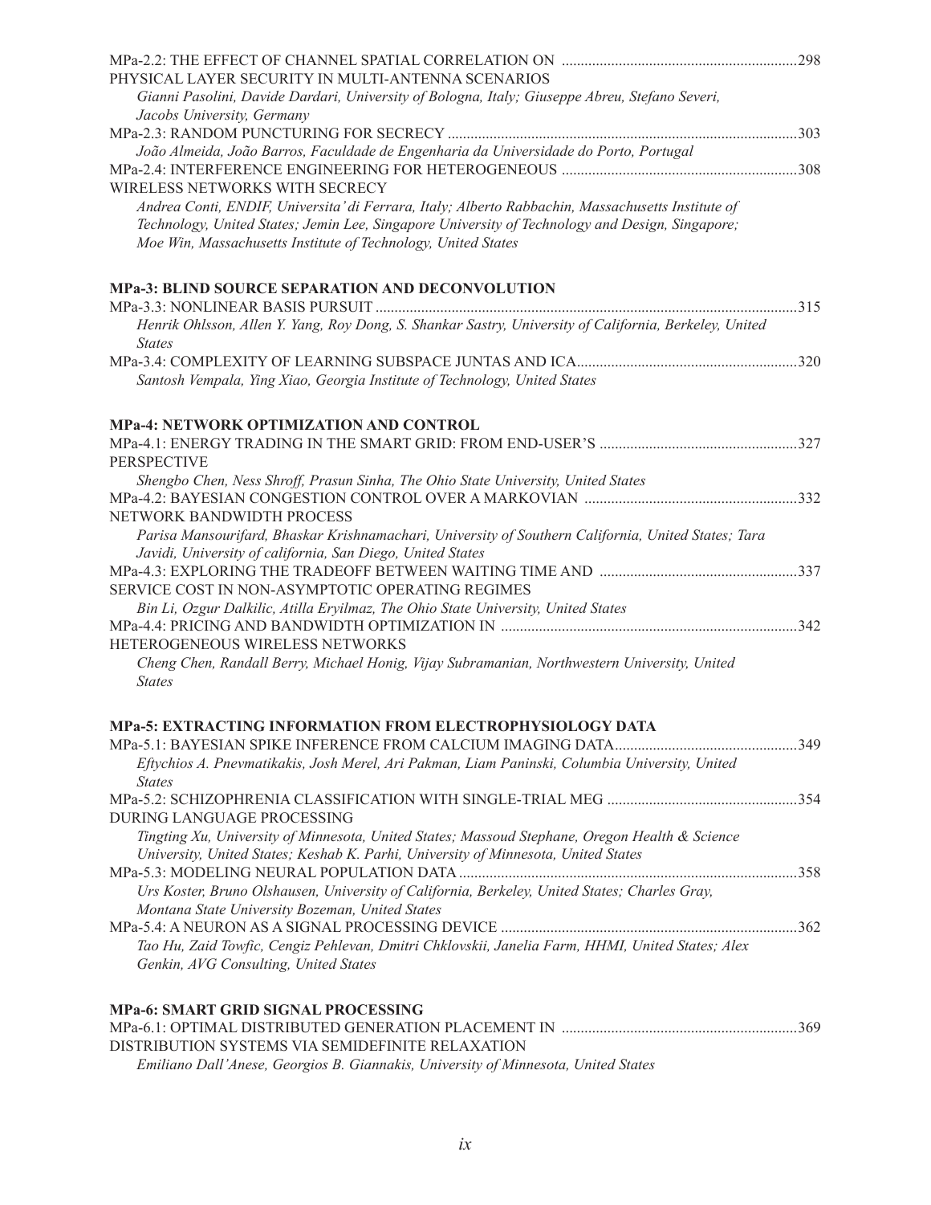MPa-2.2: THE EFFECT OF CHANNEL SPATIAL CORRELATION ON PHYSICAL LAYER SECURITY IN MULTI-ANTENNA SCENARIOS ....298
*Gianni Pasolini, Davide Dardari, University of Bologna, Italy; Giuseppe Abreu, Stefano Severi, Jacobs University, Germany*

MPa-2.3: RANDOM PUNCTURING FOR SECRECY ....303
*João Almeida, João Barros, Faculdade de Engenharia da Universidade do Porto, Portugal*

MPa-2.4: INTERFERENCE ENGINEERING FOR HETEROGENEOUS WIRELESS NETWORKS WITH SECRECY ....308
*Andrea Conti, ENDIF, Universita' di Ferrara, Italy; Alberto Rabbachin, Massachusetts Institute of Technology, United States; Jemin Lee, Singapore University of Technology and Design, Singapore; Moe Win, Massachusetts Institute of Technology, United States*

**MPa-3: BLIND SOURCE SEPARATION AND DECONVOLUTION**

MPa-3.3: NONLINEAR BASIS PURSUIT ....315
*Henrik Ohlsson, Allen Y. Yang, Roy Dong, S. Shankar Sastry, University of California, Berkeley, United States*

MPa-3.4: COMPLEXITY OF LEARNING SUBSPACE JUNTAS AND ICA ....320
*Santosh Vempala, Ying Xiao, Georgia Institute of Technology, United States*

**MPa-4: NETWORK OPTIMIZATION AND CONTROL**

MPa-4.1: ENERGY TRADING IN THE SMART GRID: FROM END-USER'S PERSPECTIVE ....327
*Shengbo Chen, Ness Shroff, Prasun Sinha, The Ohio State University, United States*

MPa-4.2: BAYESIAN CONGESTION CONTROL OVER A MARKOVIAN NETWORK BANDWIDTH PROCESS ....332
*Parisa Mansourifard, Bhaskar Krishnamachari, University of Southern California, United States; Tara Javidi, University of california, San Diego, United States*

MPa-4.3: EXPLORING THE TRADEOFF BETWEEN WAITING TIME AND SERVICE COST IN NON-ASYMPTOTIC OPERATING REGIMES ....337
*Bin Li, Ozgur Dalkilic, Atilla Eryilmaz, The Ohio State University, United States*

MPa-4.4: PRICING AND BANDWIDTH OPTIMIZATION IN HETEROGENEOUS WIRELESS NETWORKS ....342
*Cheng Chen, Randall Berry, Michael Honig, Vijay Subramanian, Northwestern University, United States*

**MPa-5: EXTRACTING INFORMATION FROM ELECTROPHYSIOLOGY DATA**

MPa-5.1: BAYESIAN SPIKE INFERENCE FROM CALCIUM IMAGING DATA ....349
*Eftychios A. Pnevmatikakis, Josh Merel, Ari Pakman, Liam Paninski, Columbia University, United States*

MPa-5.2: SCHIZOPHRENIA CLASSIFICATION WITH SINGLE-TRIAL MEG DURING LANGUAGE PROCESSING ....354
*Tingting Xu, University of Minnesota, United States; Massoud Stephane, Oregon Health & Science University, United States; Keshab K. Parhi, University of Minnesota, United States*

MPa-5.3: MODELING NEURAL POPULATION DATA ....358
*Urs Koster, Bruno Olshausen, University of California, Berkeley, United States; Charles Gray, Montana State University Bozeman, United States*

MPa-5.4: A NEURON AS A SIGNAL PROCESSING DEVICE ....362
*Tao Hu, Zaid Towfic, Cengiz Pehlevan, Dmitri Chklovskii, Janelia Farm, HHMI, United States; Alex Genkin, AVG Consulting, United States*

**MPa-6: SMART GRID SIGNAL PROCESSING**

MPa-6.1: OPTIMAL DISTRIBUTED GENERATION PLACEMENT IN DISTRIBUTION SYSTEMS VIA SEMIDEFINITE RELAXATION ....369
*Emiliano Dall'Anese, Georgios B. Giannakis, University of Minnesota, United States*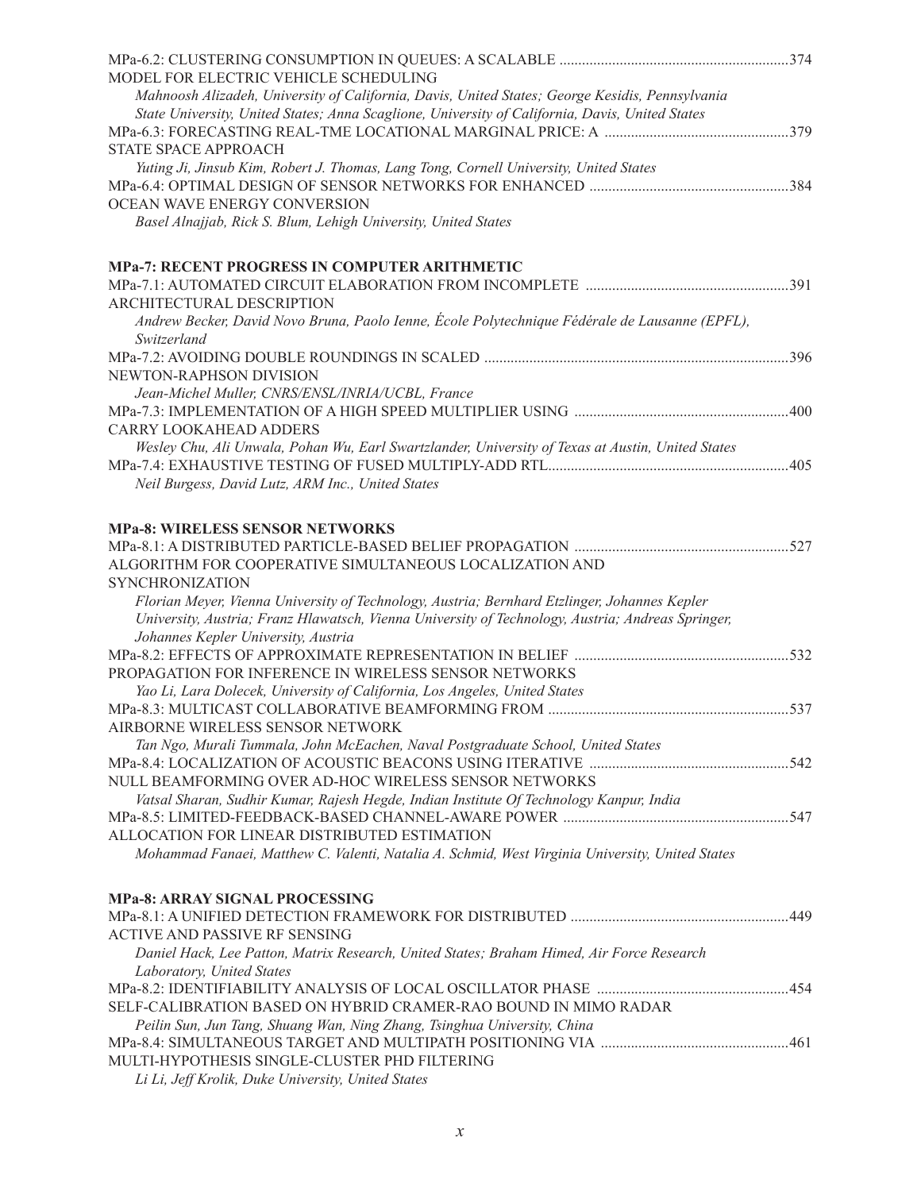MPa-6.2: CLUSTERING CONSUMPTION IN QUEUES: A SCALABLE MODEL FOR ELECTRIC VEHICLE SCHEDULING ....374
*Mahnoosh Alizadeh, University of California, Davis, United States; George Kesidis, Pennsylvania State University, United States; Anna Scaglione, University of California, Davis, United States*

MPa-6.3: FORECASTING REAL-TME LOCATIONAL MARGINAL PRICE: A STATE SPACE APPROACH ....379
*Yuting Ji, Jinsub Kim, Robert J. Thomas, Lang Tong, Cornell University, United States*

MPa-6.4: OPTIMAL DESIGN OF SENSOR NETWORKS FOR ENHANCED OCEAN WAVE ENERGY CONVERSION ....384
*Basel Alnajjab, Rick S. Blum, Lehigh University, United States*

**MPa-7: RECENT PROGRESS IN COMPUTER ARITHMETIC**

MPa-7.1: AUTOMATED CIRCUIT ELABORATION FROM INCOMPLETE ARCHITECTURAL DESCRIPTION ....391
*Andrew Becker, David Novo Bruna, Paolo Ienne, École Polytechnique Fédérale de Lausanne (EPFL), Switzerland*

MPa-7.2: AVOIDING DOUBLE ROUNDINGS IN SCALED NEWTON-RAPHSON DIVISION ....396
*Jean-Michel Muller, CNRS/ENSL/INRIA/UCBL, France*

MPa-7.3: IMPLEMENTATION OF A HIGH SPEED MULTIPLIER USING CARRY LOOKAHEAD ADDERS ....400
*Wesley Chu, Ali Unwala, Pohan Wu, Earl Swartzlander, University of Texas at Austin, United States*

MPa-7.4: EXHAUSTIVE TESTING OF FUSED MULTIPLY-ADD RTL....405
*Neil Burgess, David Lutz, ARM Inc., United States*

**MPa-8: WIRELESS SENSOR NETWORKS**

MPa-8.1: A DISTRIBUTED PARTICLE-BASED BELIEF PROPAGATION ALGORITHM FOR COOPERATIVE SIMULTANEOUS LOCALIZATION AND SYNCHRONIZATION ....527
*Florian Meyer, Vienna University of Technology, Austria; Bernhard Etzlinger, Johannes Kepler University, Austria; Franz Hlawatsch, Vienna University of Technology, Austria; Andreas Springer, Johannes Kepler University, Austria*

MPa-8.2: EFFECTS OF APPROXIMATE REPRESENTATION IN BELIEF PROPAGATION FOR INFERENCE IN WIRELESS SENSOR NETWORKS ....532
*Yao Li, Lara Dolecek, University of California, Los Angeles, United States*

MPa-8.3: MULTICAST COLLABORATIVE BEAMFORMING FROM AIRBORNE WIRELESS SENSOR NETWORK ....537
*Tan Ngo, Murali Tummala, John McEachen, Naval Postgraduate School, United States*

MPa-8.4: LOCALIZATION OF ACOUSTIC BEACONS USING ITERATIVE NULL BEAMFORMING OVER AD-HOC WIRELESS SENSOR NETWORKS ....542
*Vatsal Sharan, Sudhir Kumar, Rajesh Hegde, Indian Institute Of Technology Kanpur, India*

MPa-8.5: LIMITED-FEEDBACK-BASED CHANNEL-AWARE POWER ALLOCATION FOR LINEAR DISTRIBUTED ESTIMATION ....547
*Mohammad Fanaei, Matthew C. Valenti, Natalia A. Schmid, West Virginia University, United States*

**MPa-8: ARRAY SIGNAL PROCESSING**

MPa-8.1: A UNIFIED DETECTION FRAMEWORK FOR DISTRIBUTED ACTIVE AND PASSIVE RF SENSING ....449
*Daniel Hack, Lee Patton, Matrix Research, United States; Braham Himed, Air Force Research Laboratory, United States*

MPa-8.2: IDENTIFIABILITY ANALYSIS OF LOCAL OSCILLATOR PHASE SELF-CALIBRATION BASED ON HYBRID CRAMER-RAO BOUND IN MIMO RADAR ....454
*Peilin Sun, Jun Tang, Shuang Wan, Ning Zhang, Tsinghua University, China*

MPa-8.4: SIMULTANEOUS TARGET AND MULTIPATH POSITIONING VIA MULTI-HYPOTHESIS SINGLE-CLUSTER PHD FILTERING ....461
*Li Li, Jeff Krolik, Duke University, United States*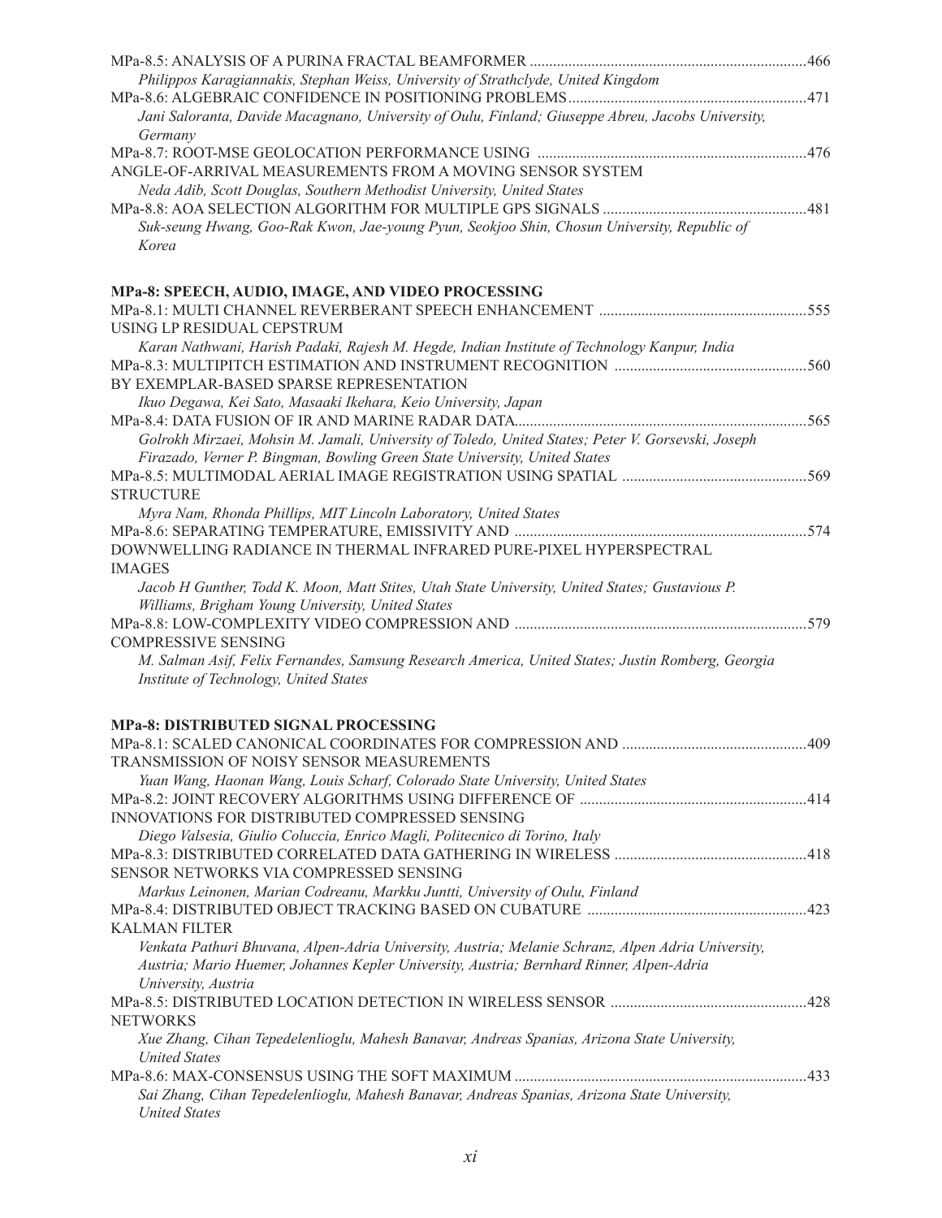MPa-8.5: ANALYSIS OF A PURINA FRACTAL BEAMFORMER .......................................................................466

*Philippos Karagiannakis, Stephan Weiss, University of Strathclyde, United Kingdom*

MPa-8.6: ALGEBRAIC CONFIDENCE IN POSITIONING PROBLEMS.............................................................471

*Jani Saloranta, Davide Macagnano, University of Oulu, Finland; Giuseppe Abreu, Jacobs University, Germany*

MPa-8.7: ROOT-MSE GEOLOCATION PERFORMANCE USING ANGLE-OF-ARRIVAL MEASUREMENTS FROM A MOVING SENSOR SYSTEM .....................................................................476

*Neda Adib, Scott Douglas, Southern Methodist University, United States*

MPa-8.8: AOA SELECTION ALGORITHM FOR MULTIPLE GPS SIGNALS .....................................................481

*Suk-seung Hwang, Goo-Rak Kwon, Jae-young Pyun, Seokjoo Shin, Chosun University, Republic of Korea*

## MPa-8: SPEECH, AUDIO, IMAGE, AND VIDEO PROCESSING

MPa-8.1: MULTI CHANNEL REVERBERANT SPEECH ENHANCEMENT USING LP RESIDUAL CEPSTRUM .....................................................555

*Karan Nathwani, Harish Padaki, Rajesh M. Hegde, Indian Institute of Technology Kanpur, India*

MPa-8.3: MULTIPITCH ESTIMATION AND INSTRUMENT RECOGNITION BY EXEMPLAR-BASED SPARSE REPRESENTATION .................................................560

*Ikuo Degawa, Kei Sato, Masaaki Ikehara, Keio University, Japan*

MPa-8.4: DATA FUSION OF IR AND MARINE RADAR DATA............................................................................565

*Golrokh Mirzaei, Mohsin M. Jamali, University of Toledo, United States; Peter V. Gorsevski, Joseph Firazado, Verner P. Bingman, Bowling Green State University, United States*

MPa-8.5: MULTIMODAL AERIAL IMAGE REGISTRATION USING SPATIAL STRUCTURE ...............................................569

*Myra Nam, Rhonda Phillips, MIT Lincoln Laboratory, United States*

MPa-8.6: SEPARATING TEMPERATURE, EMISSIVITY AND DOWNWELLING RADIANCE IN THERMAL INFRARED PURE-PIXEL HYPERSPECTRAL IMAGES ...........................................................................574

*Jacob H Gunther, Todd K. Moon, Matt Stites, Utah State University, United States; Gustavious P. Williams, Brigham Young University, United States*

MPa-8.8: LOW-COMPLEXITY VIDEO COMPRESSION AND COMPRESSIVE SENSING ...........................................................................579

*M. Salman Asif, Felix Fernandes, Samsung Research America, United States; Justin Romberg, Georgia Institute of Technology, United States*

## MPa-8: DISTRIBUTED SIGNAL PROCESSING

MPa-8.1: SCALED CANONICAL COORDINATES FOR COMPRESSION AND TRANSMISSION OF NOISY SENSOR MEASUREMENTS ................................................409

*Yuan Wang, Haonan Wang, Louis Scharf, Colorado State University, United States*

MPa-8.2: JOINT RECOVERY ALGORITHMS USING DIFFERENCE OF INNOVATIONS FOR DISTRIBUTED COMPRESSED SENSING ..........................................................414

*Diego Valsesia, Giulio Coluccia, Enrico Magli, Politecnico di Torino, Italy*

MPa-8.3: DISTRIBUTED CORRELATED DATA GATHERING IN WIRELESS SENSOR NETWORKS VIA COMPRESSED SENSING .................................................418

*Markus Leinonen, Marian Codreanu, Markku Juntti, University of Oulu, Finland*

MPa-8.4: DISTRIBUTED OBJECT TRACKING BASED ON CUBATURE KALMAN FILTER .........................................................423

*Venkata Pathuri Bhuvana, Alpen-Adria University, Austria; Melanie Schranz, Alpen Adria University, Austria; Mario Huemer, Johannes Kepler University, Austria; Bernhard Rinner, Alpen-Adria University, Austria*

MPa-8.5: DISTRIBUTED LOCATION DETECTION IN WIRELESS SENSOR NETWORKS ..................................................428

*Xue Zhang, Cihan Tepedelenlioglu, Mahesh Banavar, Andreas Spanias, Arizona State University, United States*

MPa-8.6: MAX-CONSENSUS USING THE SOFT MAXIMUM ...........................................................................433

*Sai Zhang, Cihan Tepedelenlioglu, Mahesh Banavar, Andreas Spanias, Arizona State University, United States*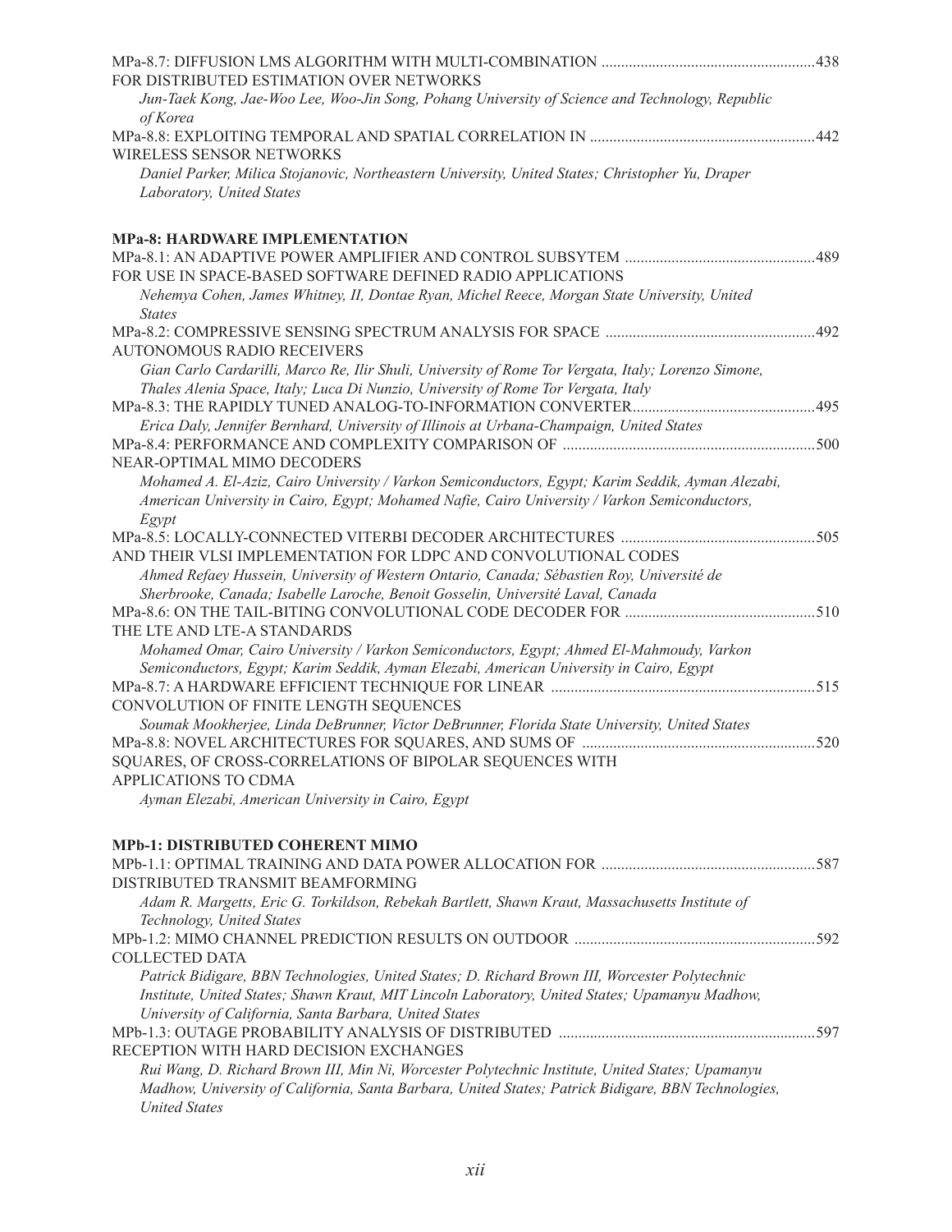MPa-8.7: DIFFUSION LMS ALGORITHM WITH MULTI-COMBINATION ....................................................... 438
FOR DISTRIBUTED ESTIMATION OVER NETWORKS

*Jun-Taek Kong, Jae-Woo Lee, Woo-Jin Song, Pohang University of Science and Technology, Republic of Korea*

MPa-8.8: EXPLOITING TEMPORAL AND SPATIAL CORRELATION IN ........................................................... 442
WIRELESS SENSOR NETWORKS

*Daniel Parker, Milica Stojanovic, Northeastern University, United States; Christopher Yu, Draper Laboratory, United States*

**MPa-8: HARDWARE IMPLEMENTATION**

MPa-8.1: AN ADAPTIVE POWER AMPLIFIER AND CONTROL SUBSYTEM ................................................. 489
FOR USE IN SPACE-BASED SOFTWARE DEFINED RADIO APPLICATIONS

*Nehemya Cohen, James Whitney, II, Dontae Ryan, Michel Reece, Morgan State University, United States*

MPa-8.2: COMPRESSIVE SENSING SPECTRUM ANALYSIS FOR SPACE ...................................................... 492
AUTONOMOUS RADIO RECEIVERS

*Gian Carlo Cardarilli, Marco Re, Ilir Shuli, University of Rome Tor Vergata, Italy; Lorenzo Simone, Thales Alenia Space, Italy; Luca Di Nunzio, University of Rome Tor Vergata, Italy*

MPa-8.3: THE RAPIDLY TUNED ANALOG-TO-INFORMATION CONVERTER................................................ 495

*Erica Daly, Jennifer Bernhard, University of Illinois at Urbana-Champaign, United States*

MPa-8.4: PERFORMANCE AND COMPLEXITY COMPARISON OF ................................................................. 500
NEAR-OPTIMAL MIMO DECODERS

*Mohamed A. El-Aziz, Cairo University / Varkon Semiconductors, Egypt; Karim Seddik, Ayman Alezabi, American University in Cairo, Egypt; Mohamed Nafie, Cairo University / Varkon Semiconductors, Egypt*

MPa-8.5: LOCALLY-CONNECTED VITERBI DECODER ARCHITECTURES .................................................. 505
AND THEIR VLSI IMPLEMENTATION FOR LDPC AND CONVOLUTIONAL CODES

*Ahmed Refaey Hussein, University of Western Ontario, Canada; Sébastien Roy, Université de Sherbrooke, Canada; Isabelle Laroche, Benoit Gosselin, Université Laval, Canada*

MPa-8.6: ON THE TAIL-BITING CONVOLUTIONAL CODE DECODER FOR ................................................. 510
THE LTE AND LTE-A STANDARDS

*Mohamed Omar, Cairo University / Varkon Semiconductors, Egypt; Ahmed El-Mahmoudy, Varkon Semiconductors, Egypt; Karim Seddik, Ayman Elezabi, American University in Cairo, Egypt*

MPa-8.7: A HARDWARE EFFICIENT TECHNIQUE FOR LINEAR .................................................................... 515
CONVOLUTION OF FINITE LENGTH SEQUENCES

*Soumak Mookherjee, Linda DeBrunner, Victor DeBrunner, Florida State University, United States*

MPa-8.8: NOVEL ARCHITECTURES FOR SQUARES, AND SUMS OF ............................................................ 520
SQUARES, OF CROSS-CORRELATIONS OF BIPOLAR SEQUENCES WITH
APPLICATIONS TO CDMA

*Ayman Elezabi, American University in Cairo, Egypt*

**MPb-1: DISTRIBUTED COHERENT MIMO**

MPb-1.1: OPTIMAL TRAINING AND DATA POWER ALLOCATION FOR ....................................................... 587
DISTRIBUTED TRANSMIT BEAMFORMING

*Adam R. Margetts, Eric G. Torkildson, Rebekah Bartlett, Shawn Kraut, Massachusetts Institute of Technology, United States*

MPb-1.2: MIMO CHANNEL PREDICTION RESULTS ON OUTDOOR .............................................................. 592
COLLECTED DATA

*Patrick Bidigare, BBN Technologies, United States; D. Richard Brown III, Worcester Polytechnic Institute, United States; Shawn Kraut, MIT Lincoln Laboratory, United States; Upamanyu Madhow, University of California, Santa Barbara, United States*

MPb-1.3: OUTAGE PROBABILITY ANALYSIS OF DISTRIBUTED ................................................................. 597
RECEPTION WITH HARD DECISION EXCHANGES

*Rui Wang, D. Richard Brown III, Min Ni, Worcester Polytechnic Institute, United States; Upamanyu Madhow, University of California, Santa Barbara, United States; Patrick Bidigare, BBN Technologies, United States*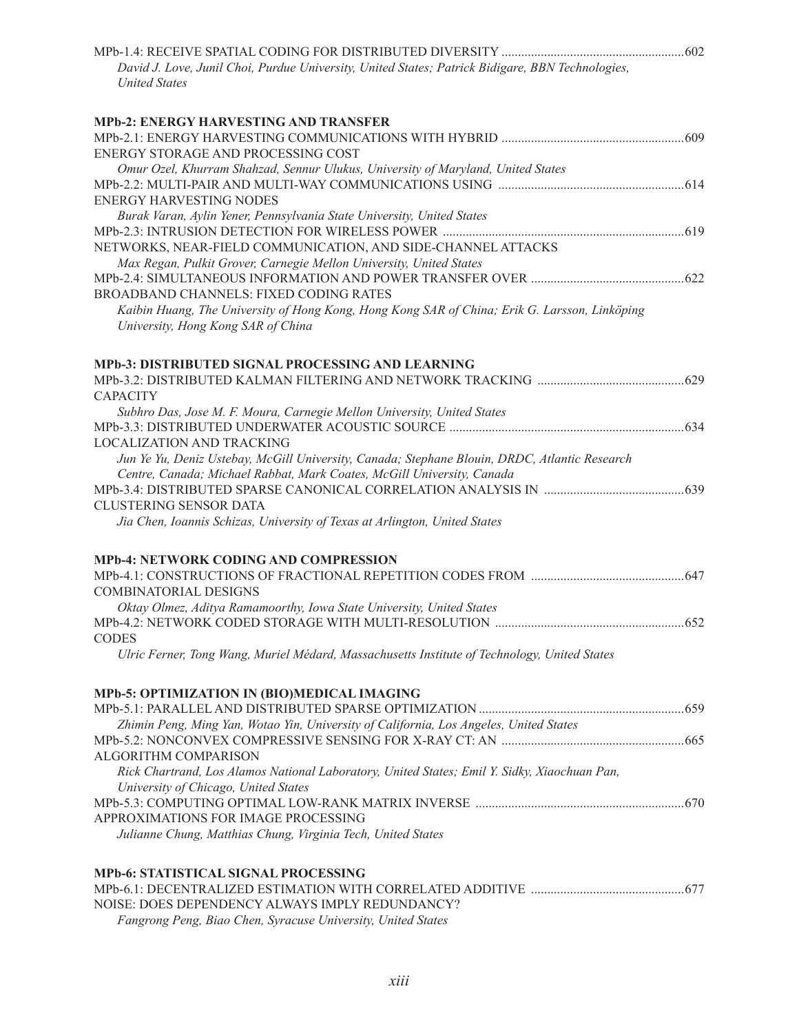MPb-1.4: RECEIVE SPATIAL CODING FOR DISTRIBUTED DIVERSITY ........................................................602
*David J. Love, Junil Choi, Purdue University, United States; Patrick Bidigare, BBN Technologies, United States*

**MPb-2: ENERGY HARVESTING AND TRANSFER**

MPb-2.1: ENERGY HARVESTING COMMUNICATIONS WITH HYBRID ........................................................609
ENERGY STORAGE AND PROCESSING COST
*Omur Ozel, Khurram Shahzad, Sennur Ulukus, University of Maryland, United States*

MPb-2.2: MULTI-PAIR AND MULTI-WAY COMMUNICATIONS USING ........................................................614
ENERGY HARVESTING NODES
*Burak Varan, Aylin Yener, Pennsylvania State University, United States*

MPb-2.3: INTRUSION DETECTION FOR WIRELESS POWER ........................................................619
NETWORKS, NEAR-FIELD COMMUNICATION, AND SIDE-CHANNEL ATTACKS
*Max Regan, Pulkit Grover, Carnegie Mellon University, United States*

MPb-2.4: SIMULTANEOUS INFORMATION AND POWER TRANSFER OVER ........................................................622
BROADBAND CHANNELS: FIXED CODING RATES
*Kaibin Huang, The University of Hong Kong, Hong Kong SAR of China; Erik G. Larsson, Linköping University, Hong Kong SAR of China*

**MPb-3: DISTRIBUTED SIGNAL PROCESSING AND LEARNING**

MPb-3.2: DISTRIBUTED KALMAN FILTERING AND NETWORK TRACKING ........................................................629
CAPACITY
*Subhro Das, Jose M. F. Moura, Carnegie Mellon University, United States*

MPb-3.3: DISTRIBUTED UNDERWATER ACOUSTIC SOURCE ........................................................634
LOCALIZATION AND TRACKING
*Jun Ye Yu, Deniz Ustebay, McGill University, Canada; Stephane Blouin, DRDC, Atlantic Research Centre, Canada; Michael Rabbat, Mark Coates, McGill University, Canada*

MPb-3.4: DISTRIBUTED SPARSE CANONICAL CORRELATION ANALYSIS IN ........................................................639
CLUSTERING SENSOR DATA
*Jia Chen, Ioannis Schizas, University of Texas at Arlington, United States*

**MPb-4: NETWORK CODING AND COMPRESSION**

MPb-4.1: CONSTRUCTIONS OF FRACTIONAL REPETITION CODES FROM ........................................................647
COMBINATORIAL DESIGNS
*Oktay Olmez, Aditya Ramamoorthy, Iowa State University, United States*

MPb-4.2: NETWORK CODED STORAGE WITH MULTI-RESOLUTION ........................................................652
CODES
*Ulric Ferner, Tong Wang, Muriel Médard, Massachusetts Institute of Technology, United States*

**MPb-5: OPTIMIZATION IN (BIO)MEDICAL IMAGING**

MPb-5.1: PARALLEL AND DISTRIBUTED SPARSE OPTIMIZATION ........................................................659
*Zhimin Peng, Ming Yan, Wotao Yin, University of California, Los Angeles, United States*

MPb-5.2: NONCONVEX COMPRESSIVE SENSING FOR X-RAY CT: AN ........................................................665
ALGORITHM COMPARISON
*Rick Chartrand, Los Alamos National Laboratory, United States; Emil Y. Sidky, Xiaochuan Pan, University of Chicago, United States*

MPb-5.3: COMPUTING OPTIMAL LOW-RANK MATRIX INVERSE ........................................................670
APPROXIMATIONS FOR IMAGE PROCESSING
*Julianne Chung, Matthias Chung, Virginia Tech, United States*

**MPb-6: STATISTICAL SIGNAL PROCESSING**

MPb-6.1: DECENTRALIZED ESTIMATION WITH CORRELATED ADDITIVE ........................................................677
NOISE: DOES DEPENDENCY ALWAYS IMPLY REDUNDANCY?
*Fangrong Peng, Biao Chen, Syracuse University, United States*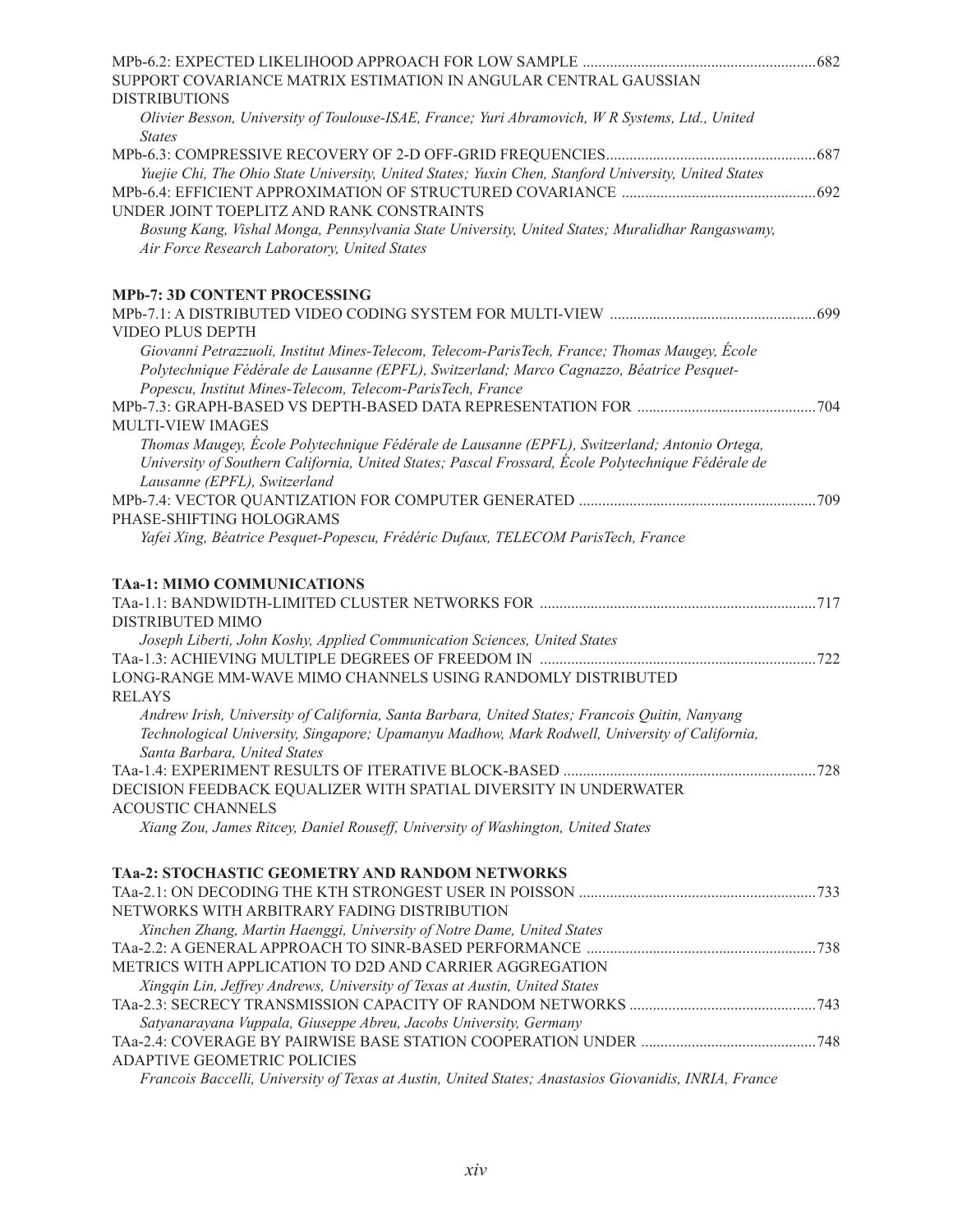MPb-6.2: EXPECTED LIKELIHOOD APPROACH FOR LOW SAMPLE ............................................................682
SUPPORT COVARIANCE MATRIX ESTIMATION IN ANGULAR CENTRAL GAUSSIAN DISTRIBUTIONS

*Olivier Besson, University of Toulouse-ISAE, France; Yuri Abramovich, W R Systems, Ltd., United States*

MPb-6.3: COMPRESSIVE RECOVERY OF 2-D OFF-GRID FREQUENCIES......................................................687

*Yuejie Chi, The Ohio State University, United States; Yuxin Chen, Stanford University, United States*

MPb-6.4: EFFICIENT APPROXIMATION OF STRUCTURED COVARIANCE ..................................................692
UNDER JOINT TOEPLITZ AND RANK CONSTRAINTS

*Bosung Kang, Vishal Monga, Pennsylvania State University, United States; Muralidhar Rangaswamy, Air Force Research Laboratory, United States*

**MPb-7: 3D CONTENT PROCESSING**

MPb-7.1: A DISTRIBUTED VIDEO CODING SYSTEM FOR MULTI-VIEW .....................................................699
VIDEO PLUS DEPTH

*Giovanni Petrazzuoli, Institut Mines-Telecom, Telecom-ParisTech, France; Thomas Maugey, École Polytechnique Fédérale de Lausanne (EPFL), Switzerland; Marco Cagnazzo, Béatrice Pesquet-Popescu, Institut Mines-Telecom, Telecom-ParisTech, France*

MPb-7.3: GRAPH-BASED VS DEPTH-BASED DATA REPRESENTATION FOR ..............................................704
MULTI-VIEW IMAGES

*Thomas Maugey, École Polytechnique Fédérale de Lausanne (EPFL), Switzerland; Antonio Ortega, University of Southern California, United States; Pascal Frossard, École Polytechnique Fédérale de Lausanne (EPFL), Switzerland*

MPb-7.4: VECTOR QUANTIZATION FOR COMPUTER GENERATED .............................................................709
PHASE-SHIFTING HOLOGRAMS

*Yafei Xing, Béatrice Pesquet-Popescu, Frédéric Dufaux, TELECOM ParisTech, France*

**TAa-1: MIMO COMMUNICATIONS**

TAa-1.1: BANDWIDTH-LIMITED CLUSTER NETWORKS FOR .......................................................................717
DISTRIBUTED MIMO

*Joseph Liberti, John Koshy, Applied Communication Sciences, United States*

TAa-1.3: ACHIEVING MULTIPLE DEGREES OF FREEDOM IN .......................................................................722
LONG-RANGE MM-WAVE MIMO CHANNELS USING RANDOMLY DISTRIBUTED RELAYS

*Andrew Irish, University of California, Santa Barbara, United States; Francois Quitin, Nanyang Technological University, Singapore; Upamanyu Madhow, Mark Rodwell, University of California, Santa Barbara, United States*

TAa-1.4: EXPERIMENT RESULTS OF ITERATIVE BLOCK-BASED .................................................................728
DECISION FEEDBACK EQUALIZER WITH SPATIAL DIVERSITY IN UNDERWATER ACOUSTIC CHANNELS

*Xiang Zou, James Ritcey, Daniel Rouseff, University of Washington, United States*

**TAa-2: STOCHASTIC GEOMETRY AND RANDOM NETWORKS**

TAa-2.1: ON DECODING THE KTH STRONGEST USER IN POISSON .............................................................733
NETWORKS WITH ARBITRARY FADING DISTRIBUTION

*Xinchen Zhang, Martin Haenggi, University of Notre Dame, United States*

TAa-2.2: A GENERAL APPROACH TO SINR-BASED PERFORMANCE ...........................................................738
METRICS WITH APPLICATION TO D2D AND CARRIER AGGREGATION

*Xingqin Lin, Jeffrey Andrews, University of Texas at Austin, United States*

TAa-2.3: SECRECY TRANSMISSION CAPACITY OF RANDOM NETWORKS ................................................743

*Satyanarayana Vuppala, Giuseppe Abreu, Jacobs University, Germany*

TAa-2.4: COVERAGE BY PAIRWISE BASE STATION COOPERATION UNDER .............................................748
ADAPTIVE GEOMETRIC POLICIES

*Francois Baccelli, University of Texas at Austin, United States; Anastasios Giovanidis, INRIA, France*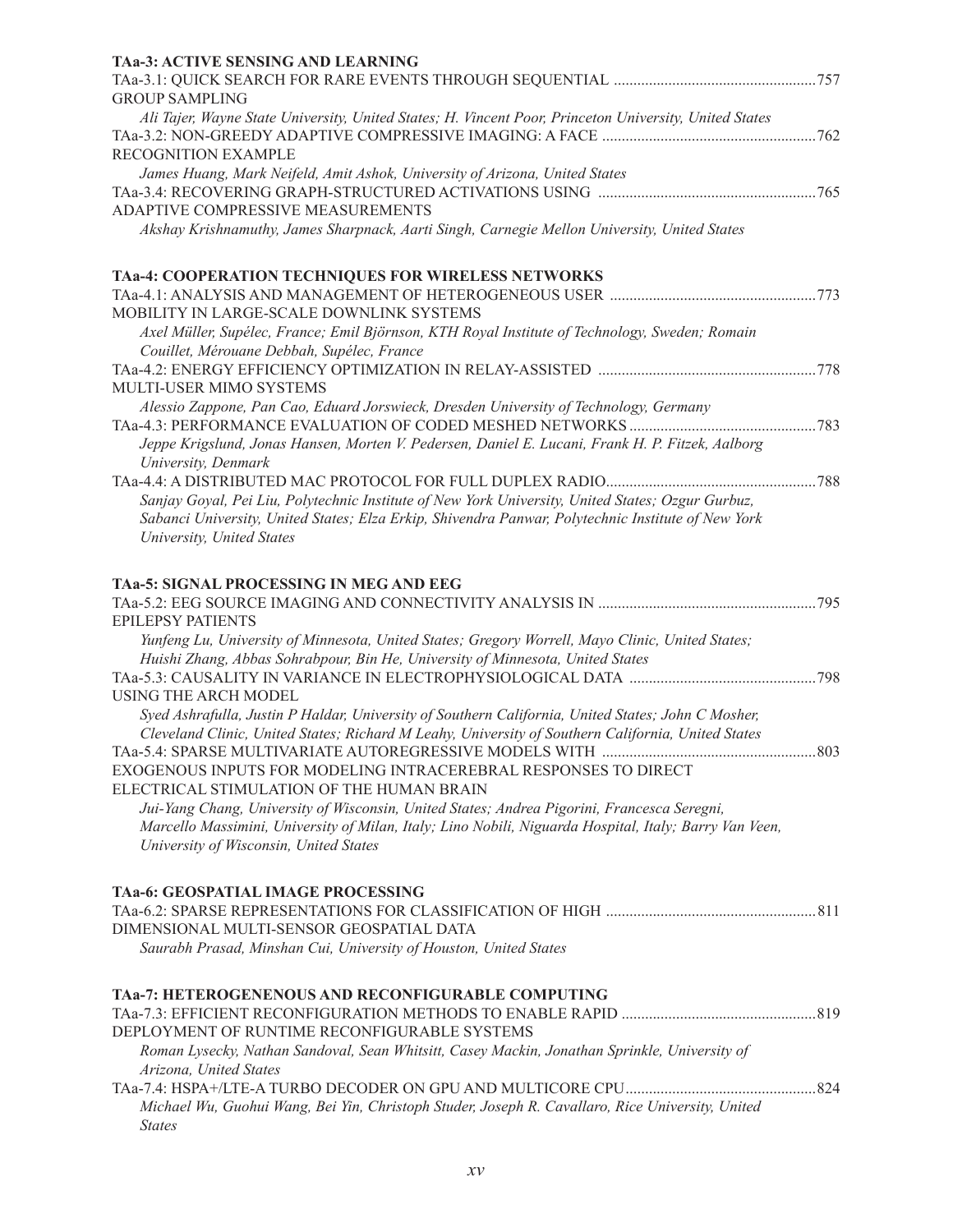### TAa-3: ACTIVE SENSING AND LEARNING

TAa-3.1: QUICK SEARCH FOR RARE EVENTS THROUGH SEQUENTIAL GROUP SAMPLING ....757
*Ali Tajer, Wayne State University, United States; H. Vincent Poor, Princeton University, United States*

TAa-3.2: NON-GREEDY ADAPTIVE COMPRESSIVE IMAGING: A FACE RECOGNITION EXAMPLE ....762
*James Huang, Mark Neifeld, Amit Ashok, University of Arizona, United States*

TAa-3.4: RECOVERING GRAPH-STRUCTURED ACTIVATIONS USING ADAPTIVE COMPRESSIVE MEASUREMENTS ....765
*Akshay Krishnamuthy, James Sharpnack, Aarti Singh, Carnegie Mellon University, United States*

### TAa-4: COOPERATION TECHNIQUES FOR WIRELESS NETWORKS

TAa-4.1: ANALYSIS AND MANAGEMENT OF HETEROGENEOUS USER MOBILITY IN LARGE-SCALE DOWNLINK SYSTEMS ....773
*Axel Müller, Supélec, France; Emil Björnson, KTH Royal Institute of Technology, Sweden; Romain Couillet, Mérouane Debbah, Supélec, France*

TAa-4.2: ENERGY EFFICIENCY OPTIMIZATION IN RELAY-ASSISTED MULTI-USER MIMO SYSTEMS ....778
*Alessio Zappone, Pan Cao, Eduard Jorswieck, Dresden University of Technology, Germany*

TAa-4.3: PERFORMANCE EVALUATION OF CODED MESHED NETWORKS ....783
*Jeppe Krigslund, Jonas Hansen, Morten V. Pedersen, Daniel E. Lucani, Frank H. P. Fitzek, Aalborg University, Denmark*

TAa-4.4: A DISTRIBUTED MAC PROTOCOL FOR FULL DUPLEX RADIO....788
*Sanjay Goyal, Pei Liu, Polytechnic Institute of New York University, United States; Ozgur Gurbuz, Sabanci University, United States; Elza Erkip, Shivendra Panwar, Polytechnic Institute of New York University, United States*

### TAa-5: SIGNAL PROCESSING IN MEG AND EEG

TAa-5.2: EEG SOURCE IMAGING AND CONNECTIVITY ANALYSIS IN EPILEPSY PATIENTS ....795
*Yunfeng Lu, University of Minnesota, United States; Gregory Worrell, Mayo Clinic, United States; Huishi Zhang, Abbas Sohrabpour, Bin He, University of Minnesota, United States*

TAa-5.3: CAUSALITY IN VARIANCE IN ELECTROPHYSIOLOGICAL DATA USING THE ARCH MODEL ....798
*Syed Ashrafulla, Justin P Haldar, University of Southern California, United States; John C Mosher, Cleveland Clinic, United States; Richard M Leahy, University of Southern California, United States*

TAa-5.4: SPARSE MULTIVARIATE AUTOREGRESSIVE MODELS WITH EXOGENOUS INPUTS FOR MODELING INTRACEREBRAL RESPONSES TO DIRECT ELECTRICAL STIMULATION OF THE HUMAN BRAIN ....803
*Jui-Yang Chang, University of Wisconsin, United States; Andrea Pigorini, Francesca Seregni, Marcello Massimini, University of Milan, Italy; Lino Nobili, Niguarda Hospital, Italy; Barry Van Veen, University of Wisconsin, United States*

### TAa-6: GEOSPATIAL IMAGE PROCESSING

TAa-6.2: SPARSE REPRESENTATIONS FOR CLASSIFICATION OF HIGH DIMENSIONAL MULTI-SENSOR GEOSPATIAL DATA ....811
*Saurabh Prasad, Minshan Cui, University of Houston, United States*

### TAa-7: HETEROGENENOUS AND RECONFIGURABLE COMPUTING

TAa-7.3: EFFICIENT RECONFIGURATION METHODS TO ENABLE RAPID DEPLOYMENT OF RUNTIME RECONFIGURABLE SYSTEMS ....819
*Roman Lysecky, Nathan Sandoval, Sean Whitsitt, Casey Mackin, Jonathan Sprinkle, University of Arizona, United States*

TAa-7.4: HSPA+/LTE-A TURBO DECODER ON GPU AND MULTICORE CPU....824
*Michael Wu, Guohui Wang, Bei Yin, Christoph Studer, Joseph R. Cavallaro, Rice University, United States*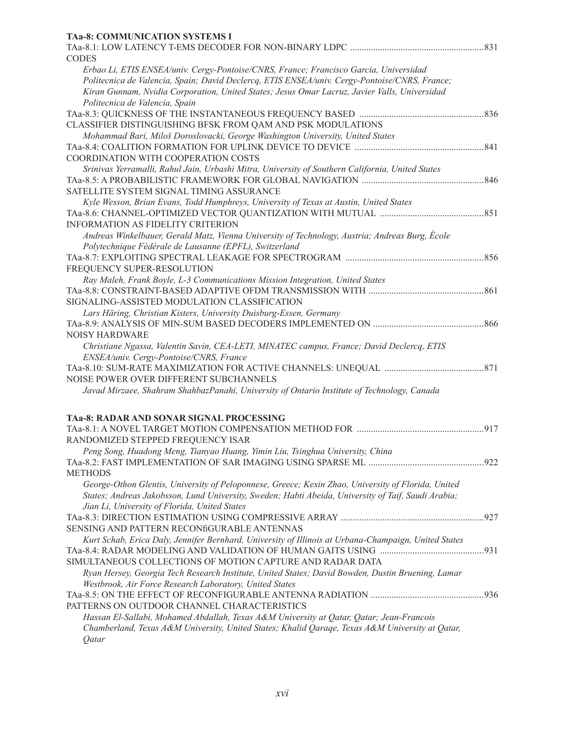**TAa-8: COMMUNICATION SYSTEMS I**

TAa-8.1: LOW LATENCY T-EMS DECODER FOR NON-BINARY LDPC CODES ......... 831

*Erbao Li, ETIS ENSEA/univ. Cergy-Pontoise/CNRS, France; Francisco Garcia, Universidad Politecnica de Valencia, Spain; David Declercq, ETIS ENSEA/univ. Cergy-Pontoise/CNRS, France; Kiran Gunnam, Nvidia Corporation, United States; Jesus Omar Lacruz, Javier Valls, Universidad Politecnica de Valencia, Spain*

TAa-8.3: QUICKNESS OF THE INSTANTANEOUS FREQUENCY BASED CLASSIFIER DISTINGUISHING BFSK FROM QAM AND PSK MODULATIONS ......... 836

*Mohammad Bari, Miloš Doroslovacki, George Washington University, United States*

TAa-8.4: COALITION FORMATION FOR UPLINK DEVICE TO DEVICE COORDINATION WITH COOPERATION COSTS ......... 841

*Srinivas Yerramalli, Rahul Jain, Urbashi Mitra, University of Southern California, United States*

TAa-8.5: A PROBABILISTIC FRAMEWORK FOR GLOBAL NAVIGATION SATELLITE SYSTEM SIGNAL TIMING ASSURANCE ......... 846

*Kyle Wesson, Brian Evans, Todd Humphreys, University of Texas at Austin, United States*

TAa-8.6: CHANNEL-OPTIMIZED VECTOR QUANTIZATION WITH MUTUAL INFORMATION AS FIDELITY CRITERION ......... 851

*Andreas Winkelbauer, Gerald Matz, Vienna University of Technology, Austria; Andreas Burg, École Polytechnique Fédérale de Lausanne (EPFL), Switzerland*

TAa-8.7: EXPLOITING SPECTRAL LEAKAGE FOR SPECTROGRAM FREQUENCY SUPER-RESOLUTION ......... 856

*Ray Maleh, Frank Boyle, L-3 Communications Mission Integration, United States*

TAa-8.8: CONSTRAINT-BASED ADAPTIVE OFDM TRANSMISSION WITH SIGNALING-ASSISTED MODULATION CLASSIFICATION ......... 861

*Lars Häring, Christian Kisters, University Duisburg-Essen, Germany*

TAa-8.9: ANALYSIS OF MIN-SUM BASED DECODERS IMPLEMENTED ON NOISY HARDWARE ......... 866

*Christiane Ngassa, Valentin Savin, CEA-LETI, MINATEC campus, France; David Declercq, ETIS ENSEA/univ. Cergy-Pontoise/CNRS, France*

TAa-8.10: SUM-RATE MAXIMIZATION FOR ACTIVE CHANNELS: UNEQUAL NOISE POWER OVER DIFFERENT SUBCHANNELS ......... 871

*Javad Mirzaee, Shahram ShahbazPanahi, University of Ontario Institute of Technology, Canada*

**TAa-8: RADAR AND SONAR SIGNAL PROCESSING**

TAa-8.1: A NOVEL TARGET MOTION COMPENSATION METHOD FOR RANDOMIZED STEPPED FREQUENCY ISAR ......... 917

*Peng Song, Huadong Meng, Tianyao Huang, Yimin Liu, Tsinghua University, China*

TAa-8.2: FAST IMPLEMENTATION OF SAR IMAGING USING SPARSE ML METHODS ......... 922

*George-Othon Glentis, University of Peloponnese, Greece; Kexin Zhao, University of Florida, United States; Andreas Jakobsson, Lund University, Sweden; Habti Abeida, University of Taif, Saudi Arabia; Jian Li, University of Florida, United States*

TAa-8.3: DIRECTION ESTIMATION USING COMPRESSIVE ARRAY SENSING AND PATTERN RECONfiGURABLE ANTENNAS ......... 927

*Kurt Schab, Erica Daly, Jennifer Bernhard, University of Illinois at Urbana-Champaign, United States*

TAa-8.4: RADAR MODELING AND VALIDATION OF HUMAN GAITS USING SIMULTANEOUS COLLECTIONS OF MOTION CAPTURE AND RADAR DATA ......... 931

*Ryan Hersey, Georgia Tech Research Institute, United States; David Bowden, Dustin Bruening, Lamar Westbrook, Air Force Research Laboratory, United States*

TAa-8.5: ON THE EFFECT OF RECONFIGURABLE ANTENNA RADIATION PATTERNS ON OUTDOOR CHANNEL CHARACTERISTICS ......... 936

*Hassan El-Sallabi, Mohamed Abdallah, Texas A&M University at Qatar, Qatar; Jean-Francois Chamberland, Texas A&M University, United States; Khalid Qaraqe, Texas A&M University at Qatar, Qatar*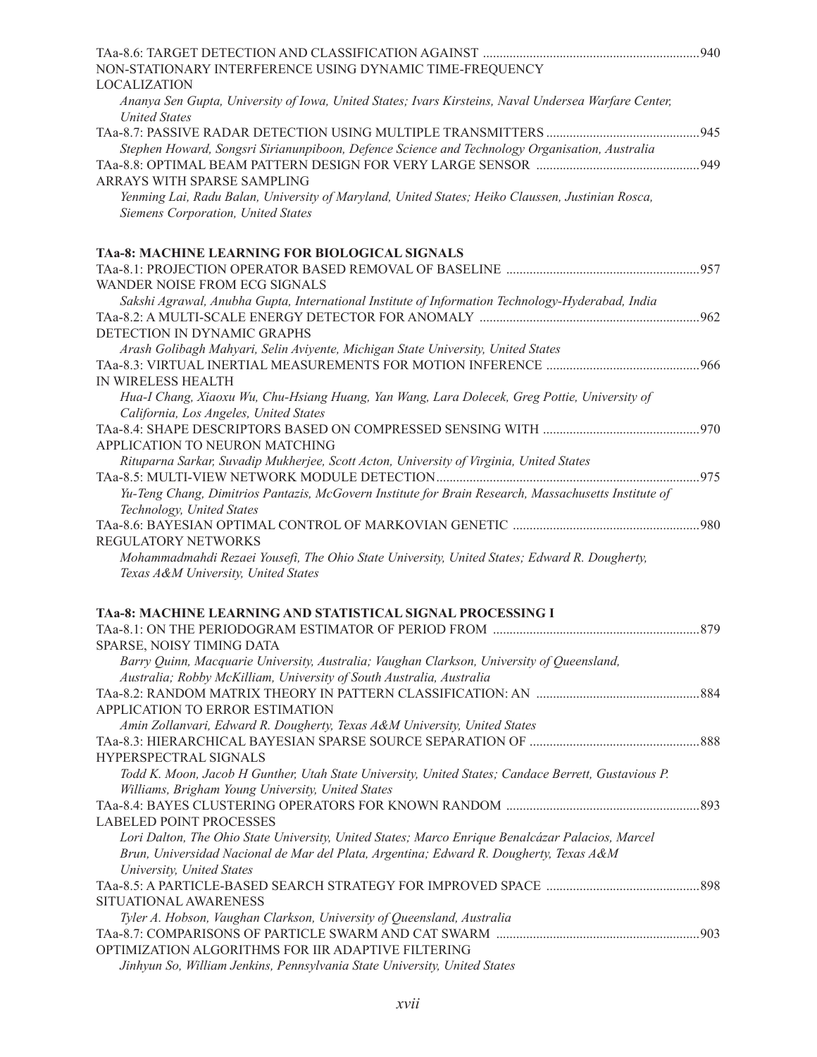TAa-8.6: TARGET DETECTION AND CLASSIFICATION AGAINST NON-STATIONARY INTERFERENCE USING DYNAMIC TIME-FREQUENCY LOCALIZATION ........ 940

*Ananya Sen Gupta, University of Iowa, United States; Ivars Kirsteins, Naval Undersea Warfare Center, United States*

TAa-8.7: PASSIVE RADAR DETECTION USING MULTIPLE TRANSMITTERS ........ 945

*Stephen Howard, Songsri Sirianunpiboon, Defence Science and Technology Organisation, Australia*

TAa-8.8: OPTIMAL BEAM PATTERN DESIGN FOR VERY LARGE SENSOR ARRAYS WITH SPARSE SAMPLING ........ 949

*Yenming Lai, Radu Balan, University of Maryland, United States; Heiko Claussen, Justinian Rosca, Siemens Corporation, United States*

**TAa-8: MACHINE LEARNING FOR BIOLOGICAL SIGNALS**

TAa-8.1: PROJECTION OPERATOR BASED REMOVAL OF BASELINE WANDER NOISE FROM ECG SIGNALS ........ 957

*Sakshi Agrawal, Anubha Gupta, International Institute of Information Technology-Hyderabad, India*

TAa-8.2: A MULTI-SCALE ENERGY DETECTOR FOR ANOMALY DETECTION IN DYNAMIC GRAPHS ........ 962

*Arash Golibagh Mahyari, Selin Aviyente, Michigan State University, United States*

TAa-8.3: VIRTUAL INERTIAL MEASUREMENTS FOR MOTION INFERENCE IN WIRELESS HEALTH ........ 966

*Hua-I Chang, Xiaoxu Wu, Chu-Hsiang Huang, Yan Wang, Lara Dolecek, Greg Pottie, University of California, Los Angeles, United States*

TAa-8.4: SHAPE DESCRIPTORS BASED ON COMPRESSED SENSING WITH APPLICATION TO NEURON MATCHING ........ 970

*Rituparna Sarkar, Suvadip Mukherjee, Scott Acton, University of Virginia, United States*

TAa-8.5: MULTI-VIEW NETWORK MODULE DETECTION ........ 975

*Yu-Teng Chang, Dimitrios Pantazis, McGovern Institute for Brain Research, Massachusetts Institute of Technology, United States*

TAa-8.6: BAYESIAN OPTIMAL CONTROL OF MARKOVIAN GENETIC REGULATORY NETWORKS ........ 980

*Mohammadmahdi Rezaei Yousefi, The Ohio State University, United States; Edward R. Dougherty, Texas A&M University, United States*

**TAa-8: MACHINE LEARNING AND STATISTICAL SIGNAL PROCESSING I**

TAa-8.1: ON THE PERIODOGRAM ESTIMATOR OF PERIOD FROM SPARSE, NOISY TIMING DATA ........ 879

*Barry Quinn, Macquarie University, Australia; Vaughan Clarkson, University of Queensland, Australia; Robby McKilliam, University of South Australia, Australia*

TAa-8.2: RANDOM MATRIX THEORY IN PATTERN CLASSIFICATION: AN APPLICATION TO ERROR ESTIMATION ........ 884

*Amin Zollanvari, Edward R. Dougherty, Texas A&M University, United States*

TAa-8.3: HIERARCHICAL BAYESIAN SPARSE SOURCE SEPARATION OF HYPERSPECTRAL SIGNALS ........ 888

*Todd K. Moon, Jacob H Gunther, Utah State University, United States; Candace Berrett, Gustavious P. Williams, Brigham Young University, United States*

TAa-8.4: BAYES CLUSTERING OPERATORS FOR KNOWN RANDOM LABELED POINT PROCESSES ........ 893

*Lori Dalton, The Ohio State University, United States; Marco Enrique Benalcázar Palacios, Marcel Brun, Universidad Nacional de Mar del Plata, Argentina; Edward R. Dougherty, Texas A&M University, United States*

TAa-8.5: A PARTICLE-BASED SEARCH STRATEGY FOR IMPROVED SPACE SITUATIONAL AWARENESS ........ 898

*Tyler A. Hobson, Vaughan Clarkson, University of Queensland, Australia*

TAa-8.7: COMPARISONS OF PARTICLE SWARM AND CAT SWARM OPTIMIZATION ALGORITHMS FOR IIR ADAPTIVE FILTERING ........ 903

*Jinhyun So, William Jenkins, Pennsylvania State University, United States*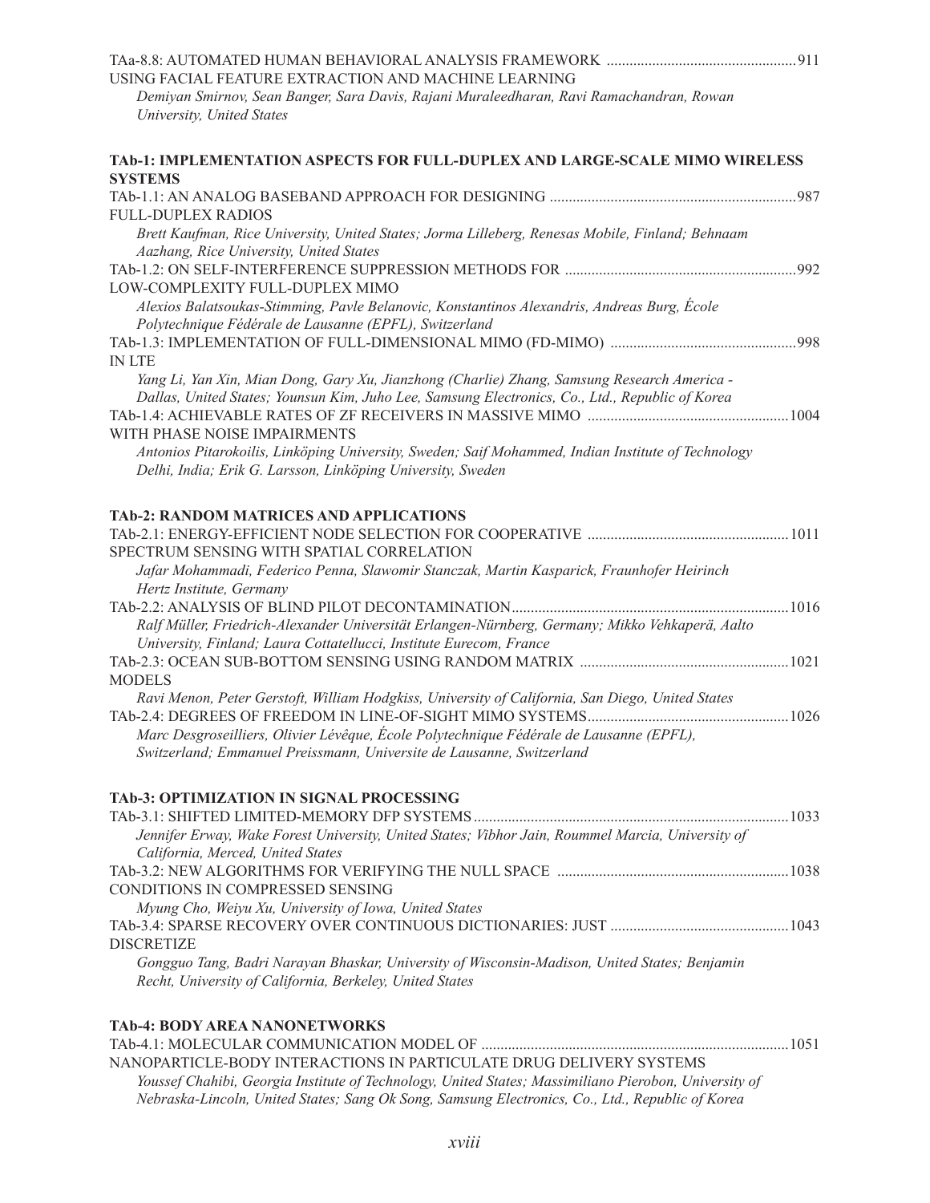TAa-8.8: AUTOMATED HUMAN BEHAVIORAL ANALYSIS FRAMEWORK USING FACIAL FEATURE EXTRACTION AND MACHINE LEARNING ....................................................911

*Demiyan Smirnov, Sean Banger, Sara Davis, Rajani Muraleedharan, Ravi Ramachandran, Rowan University, United States*

**TAb-1: IMPLEMENTATION ASPECTS FOR FULL-DUPLEX AND LARGE-SCALE MIMO WIRELESS SYSTEMS**

TAb-1.1: AN ANALOG BASEBAND APPROACH FOR DESIGNING FULL-DUPLEX RADIOS ....................................................987

*Brett Kaufman, Rice University, United States; Jorma Lilleberg, Renesas Mobile, Finland; Behnaam Aazhang, Rice University, United States*

TAb-1.2: ON SELF-INTERFERENCE SUPPRESSION METHODS FOR LOW-COMPLEXITY FULL-DUPLEX MIMO ....................................................992

*Alexios Balatsoukas-Stimming, Pavle Belanovic, Konstantinos Alexandris, Andreas Burg, École Polytechnique Fédérale de Lausanne (EPFL), Switzerland*

TAb-1.3: IMPLEMENTATION OF FULL-DIMENSIONAL MIMO (FD-MIMO) IN LTE ....................................................998

*Yang Li, Yan Xin, Mian Dong, Gary Xu, Jianzhong (Charlie) Zhang, Samsung Research America - Dallas, United States; Younsun Kim, Juho Lee, Samsung Electronics, Co., Ltd., Republic of Korea*

TAb-1.4: ACHIEVABLE RATES OF ZF RECEIVERS IN MASSIVE MIMO WITH PHASE NOISE IMPAIRMENTS ....................................................1004

*Antonios Pitarokoilis, Linköping University, Sweden; Saif Mohammed, Indian Institute of Technology Delhi, India; Erik G. Larsson, Linköping University, Sweden*

**TAb-2: RANDOM MATRICES AND APPLICATIONS**

TAb-2.1: ENERGY-EFFICIENT NODE SELECTION FOR COOPERATIVE SPECTRUM SENSING WITH SPATIAL CORRELATION ....................................................1011

*Jafar Mohammadi, Federico Penna, Slawomir Stanczak, Martin Kasparick, Fraunhofer Heirinch Hertz Institute, Germany*

TAb-2.2: ANALYSIS OF BLIND PILOT DECONTAMINATION....................................................1016

*Ralf Müller, Friedrich-Alexander Universität Erlangen-Nürnberg, Germany; Mikko Vehkaperä, Aalto University, Finland; Laura Cottatellucci, Institute Eurecom, France*

TAb-2.3: OCEAN SUB-BOTTOM SENSING USING RANDOM MATRIX MODELS ....................................................1021

*Ravi Menon, Peter Gerstoft, William Hodgkiss, University of California, San Diego, United States*

TAb-2.4: DEGREES OF FREEDOM IN LINE-OF-SIGHT MIMO SYSTEMS....................................................1026

*Marc Desgroseilliers, Olivier Lévêque, École Polytechnique Fédérale de Lausanne (EPFL), Switzerland; Emmanuel Preissmann, Universite de Lausanne, Switzerland*

**TAb-3: OPTIMIZATION IN SIGNAL PROCESSING**

TAb-3.1: SHIFTED LIMITED-MEMORY DFP SYSTEMS....................................................1033

*Jennifer Erway, Wake Forest University, United States; Vibhor Jain, Roummel Marcia, University of California, Merced, United States*

TAb-3.2: NEW ALGORITHMS FOR VERIFYING THE NULL SPACE CONDITIONS IN COMPRESSED SENSING ....................................................1038

*Myung Cho, Weiyu Xu, University of Iowa, United States*

TAb-3.4: SPARSE RECOVERY OVER CONTINUOUS DICTIONARIES: JUST DISCRETIZE ....................................................1043

*Gongguo Tang, Badri Narayan Bhaskar, University of Wisconsin-Madison, United States; Benjamin Recht, University of California, Berkeley, United States*

**TAb-4: BODY AREA NANONETWORKS**

TAb-4.1: MOLECULAR COMMUNICATION MODEL OF NANOPARTICLE-BODY INTERACTIONS IN PARTICULATE DRUG DELIVERY SYSTEMS ....................................................1051

*Youssef Chahibi, Georgia Institute of Technology, United States; Massimiliano Pierobon, University of Nebraska-Lincoln, United States; Sang Ok Song, Samsung Electronics, Co., Ltd., Republic of Korea*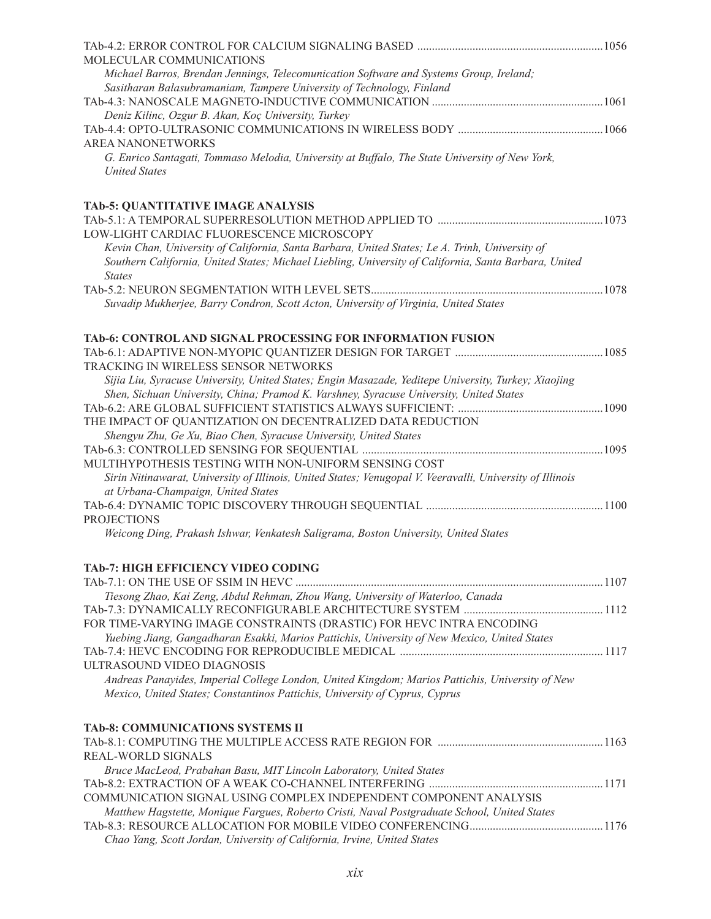TAb-4.2: ERROR CONTROL FOR CALCIUM SIGNALING BASED MOLECULAR COMMUNICATIONS ....... 1056
*Michael Barros, Brendan Jennings, Telecomunication Software and Systems Group, Ireland; Sasitharan Balasubramaniam, Tampere University of Technology, Finland*

TAb-4.3: NANOSCALE MAGNETO-INDUCTIVE COMMUNICATION ....... 1061
*Deniz Kilinc, Ozgur B. Akan, Koç University, Turkey*

TAb-4.4: OPTO-ULTRASONIC COMMUNICATIONS IN WIRELESS BODY AREA NANONETWORKS ....... 1066
*G. Enrico Santagati, Tommaso Melodia, University at Buffalo, The State University of New York, United States*

**TAb-5: QUANTITATIVE IMAGE ANALYSIS**

TAb-5.1: A TEMPORAL SUPERRESOLUTION METHOD APPLIED TO LOW-LIGHT CARDIAC FLUORESCENCE MICROSCOPY ....... 1073
*Kevin Chan, University of California, Santa Barbara, United States; Le A. Trinh, University of Southern California, United States; Michael Liebling, University of California, Santa Barbara, United States*

TAb-5.2: NEURON SEGMENTATION WITH LEVEL SETS ....... 1078
*Suvadip Mukherjee, Barry Condron, Scott Acton, University of Virginia, United States*

**TAb-6: CONTROL AND SIGNAL PROCESSING FOR INFORMATION FUSION**

TAb-6.1: ADAPTIVE NON-MYOPIC QUANTIZER DESIGN FOR TARGET TRACKING IN WIRELESS SENSOR NETWORKS ....... 1085
*Sijia Liu, Syracuse University, United States; Engin Masazade, Yeditepe University, Turkey; Xiaojing Shen, Sichuan University, China; Pramod K. Varshney, Syracuse University, United States*

TAb-6.2: ARE GLOBAL SUFFICIENT STATISTICS ALWAYS SUFFICIENT: THE IMPACT OF QUANTIZATION ON DECENTRALIZED DATA REDUCTION ....... 1090
*Shengyu Zhu, Ge Xu, Biao Chen, Syracuse University, United States*

TAb-6.3: CONTROLLED SENSING FOR SEQUENTIAL MULTIHYPOTHESIS TESTING WITH NON-UNIFORM SENSING COST ....... 1095
*Sirin Nitinawarat, University of Illinois, United States; Venugopal V. Veeravalli, University of Illinois at Urbana-Champaign, United States*

TAb-6.4: DYNAMIC TOPIC DISCOVERY THROUGH SEQUENTIAL PROJECTIONS ....... 1100
*Weicong Ding, Prakash Ishwar, Venkatesh Saligrama, Boston University, United States*

**TAb-7: HIGH EFFICIENCY VIDEO CODING**

TAb-7.1: ON THE USE OF SSIM IN HEVC ....... 1107
*Tiesong Zhao, Kai Zeng, Abdul Rehman, Zhou Wang, University of Waterloo, Canada*

TAb-7.3: DYNAMICALLY RECONFIGURABLE ARCHITECTURE SYSTEM FOR TIME-VARYING IMAGE CONSTRAINTS (DRASTIC) FOR HEVC INTRA ENCODING ....... 1112
*Yuebing Jiang, Gangadharan Esakki, Marios Pattichis, University of New Mexico, United States*

TAb-7.4: HEVC ENCODING FOR REPRODUCIBLE MEDICAL ULTRASOUND VIDEO DIAGNOSIS ....... 1117
*Andreas Panayides, Imperial College London, United Kingdom; Marios Pattichis, University of New Mexico, United States; Constantinos Pattichis, University of Cyprus, Cyprus*

**TAb-8: COMMUNICATIONS SYSTEMS II**

TAb-8.1: COMPUTING THE MULTIPLE ACCESS RATE REGION FOR REAL-WORLD SIGNALS ....... 1163
*Bruce MacLeod, Prabahan Basu, MIT Lincoln Laboratory, United States*

TAb-8.2: EXTRACTION OF A WEAK CO-CHANNEL INTERFERING COMMUNICATION SIGNAL USING COMPLEX INDEPENDENT COMPONENT ANALYSIS ....... 1171
*Matthew Hagstette, Monique Fargues, Roberto Cristi, Naval Postgraduate School, United States*

TAb-8.3: RESOURCE ALLOCATION FOR MOBILE VIDEO CONFERENCING ....... 1176
*Chao Yang, Scott Jordan, University of California, Irvine, United States*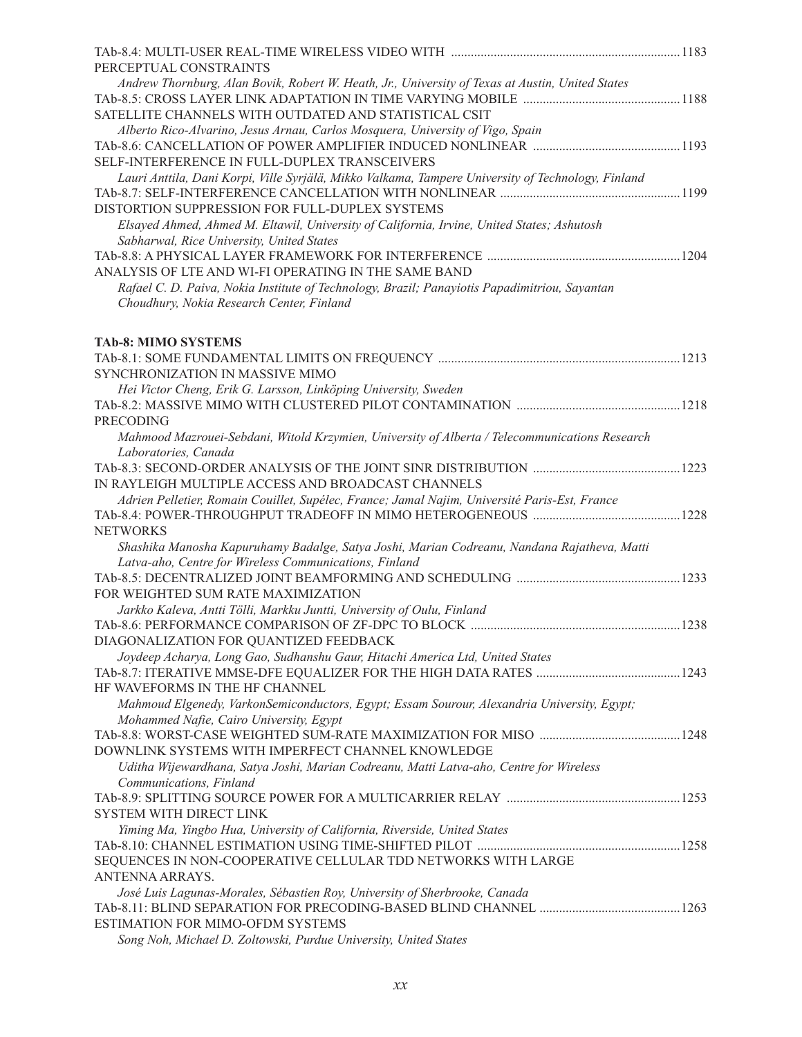TAb-8.4: MULTI-USER REAL-TIME WIRELESS VIDEO WITH PERCEPTUAL CONSTRAINTS ..... 1183

*Andrew Thornburg, Alan Bovik, Robert W. Heath, Jr., University of Texas at Austin, United States*

TAb-8.5: CROSS LAYER LINK ADAPTATION IN TIME VARYING MOBILE SATELLITE CHANNELS WITH OUTDATED AND STATISTICAL CSIT ..... 1188

*Alberto Rico-Alvarino, Jesus Arnau, Carlos Mosquera, University of Vigo, Spain*

TAb-8.6: CANCELLATION OF POWER AMPLIFIER INDUCED NONLINEAR SELF-INTERFERENCE IN FULL-DUPLEX TRANSCEIVERS ..... 1193

*Lauri Anttila, Dani Korpi, Ville Syrjälä, Mikko Valkama, Tampere University of Technology, Finland*

TAb-8.7: SELF-INTERFERENCE CANCELLATION WITH NONLINEAR DISTORTION SUPPRESSION FOR FULL-DUPLEX SYSTEMS ..... 1199

*Elsayed Ahmed, Ahmed M. Eltawil, University of California, Irvine, United States; Ashutosh Sabharwal, Rice University, United States*

TAb-8.8: A PHYSICAL LAYER FRAMEWORK FOR INTERFERENCE ANALYSIS OF LTE AND WI-FI OPERATING IN THE SAME BAND ..... 1204

*Rafael C. D. Paiva, Nokia Institute of Technology, Brazil; Panayiotis Papadimitriou, Sayantan Choudhury, Nokia Research Center, Finland*

**TAb-8: MIMO SYSTEMS**

TAb-8.1: SOME FUNDAMENTAL LIMITS ON FREQUENCY SYNCHRONIZATION IN MASSIVE MIMO ..... 1213

*Hei Victor Cheng, Erik G. Larsson, Linköping University, Sweden*

TAb-8.2: MASSIVE MIMO WITH CLUSTERED PILOT CONTAMINATION PRECODING ..... 1218

*Mahmood Mazrouei-Sebdani, Witold Krzymien, University of Alberta / Telecommunications Research Laboratories, Canada*

TAb-8.3: SECOND-ORDER ANALYSIS OF THE JOINT SINR DISTRIBUTION IN RAYLEIGH MULTIPLE ACCESS AND BROADCAST CHANNELS ..... 1223

*Adrien Pelletier, Romain Couillet, Supélec, France; Jamal Najim, Université Paris-Est, France*

TAb-8.4: POWER-THROUGHPUT TRADEOFF IN MIMO HETEROGENEOUS NETWORKS ..... 1228

*Shashika Manosha Kapuruhamy Badalge, Satya Joshi, Marian Codreanu, Nandana Rajatheva, Matti Latva-aho, Centre for Wireless Communications, Finland*

TAb-8.5: DECENTRALIZED JOINT BEAMFORMING AND SCHEDULING FOR WEIGHTED SUM RATE MAXIMIZATION ..... 1233

*Jarkko Kaleva, Antti Tölli, Markku Juntti, University of Oulu, Finland*

TAb-8.6: PERFORMANCE COMPARISON OF ZF-DPC TO BLOCK DIAGONALIZATION FOR QUANTIZED FEEDBACK ..... 1238

*Joydeep Acharya, Long Gao, Sudhanshu Gaur, Hitachi America Ltd, United States*

TAb-8.7: ITERATIVE MMSE-DFE EQUALIZER FOR THE HIGH DATA RATES HF WAVEFORMS IN THE HF CHANNEL ..... 1243

*Mahmoud Elgenedy, VarkonSemiconductors, Egypt; Essam Sourour, Alexandria University, Egypt; Mohammed Nafie, Cairo University, Egypt*

TAb-8.8: WORST-CASE WEIGHTED SUM-RATE MAXIMIZATION FOR MISO DOWNLINK SYSTEMS WITH IMPERFECT CHANNEL KNOWLEDGE ..... 1248

*Uditha Wijewardhana, Satya Joshi, Marian Codreanu, Matti Latva-aho, Centre for Wireless Communications, Finland*

TAb-8.9: SPLITTING SOURCE POWER FOR A MULTICARRIER RELAY SYSTEM WITH DIRECT LINK ..... 1253

*Yiming Ma, Yingbo Hua, University of California, Riverside, United States*

TAb-8.10: CHANNEL ESTIMATION USING TIME-SHIFTED PILOT SEQUENCES IN NON-COOPERATIVE CELLULAR TDD NETWORKS WITH LARGE ANTENNA ARRAYS. ..... 1258

*José Luis Lagunas-Morales, Sébastien Roy, University of Sherbrooke, Canada*

TAb-8.11: BLIND SEPARATION FOR PRECODING-BASED BLIND CHANNEL ESTIMATION FOR MIMO-OFDM SYSTEMS ..... 1263

*Song Noh, Michael D. Zoltowski, Purdue University, United States*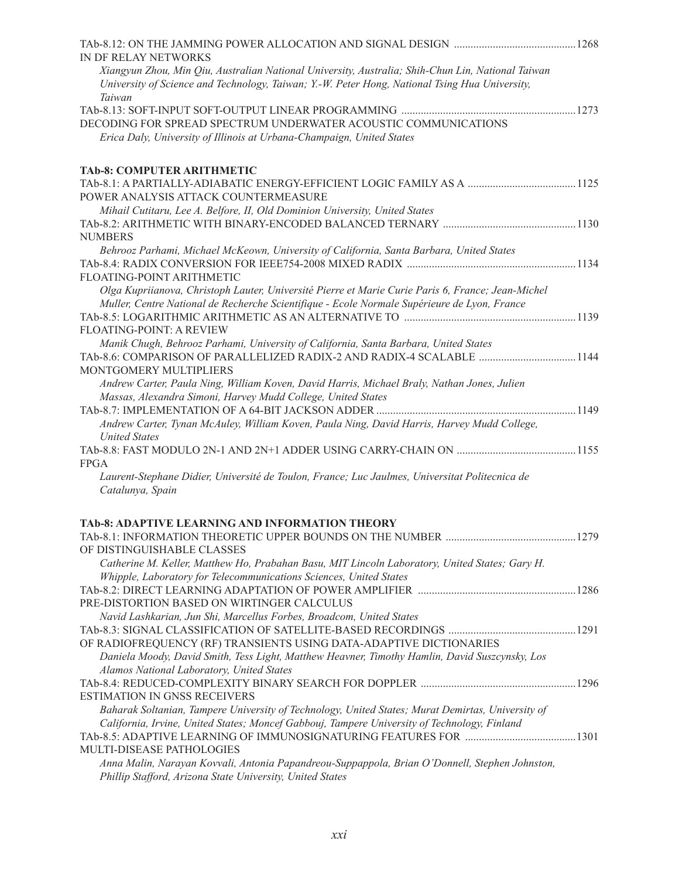TAb-8.12: ON THE JAMMING POWER ALLOCATION AND SIGNAL DESIGN IN DF RELAY NETWORKS ............ 1268

*Xiangyun Zhou, Min Qiu, Australian National University, Australia; Shih-Chun Lin, National Taiwan University of Science and Technology, Taiwan; Y.-W. Peter Hong, National Tsing Hua University, Taiwan*

TAb-8.13: SOFT-INPUT SOFT-OUTPUT LINEAR PROGRAMMING DECODING FOR SPREAD SPECTRUM UNDERWATER ACOUSTIC COMMUNICATIONS ............ 1273

*Erica Daly, University of Illinois at Urbana-Champaign, United States*

**TAb-8: COMPUTER ARITHMETIC**

TAb-8.1: A PARTIALLY-ADIABATIC ENERGY-EFFICIENT LOGIC FAMILY AS A POWER ANALYSIS ATTACK COUNTERMEASURE ............ 1125

*Mihail Cutitaru, Lee A. Belfore, II, Old Dominion University, United States*

TAb-8.2: ARITHMETIC WITH BINARY-ENCODED BALANCED TERNARY NUMBERS ............ 1130

*Behrooz Parhami, Michael McKeown, University of California, Santa Barbara, United States*

TAb-8.4: RADIX CONVERSION FOR IEEE754-2008 MIXED RADIX FLOATING-POINT ARITHMETIC ............ 1134

*Olga Kupriianova, Christoph Lauter, Université Pierre et Marie Curie Paris 6, France; Jean-Michel Muller, Centre National de Recherche Scientifique - Ecole Normale Supérieure de Lyon, France*

TAb-8.5: LOGARITHMIC ARITHMETIC AS AN ALTERNATIVE TO FLOATING-POINT: A REVIEW ............ 1139

*Manik Chugh, Behrooz Parhami, University of California, Santa Barbara, United States*

TAb-8.6: COMPARISON OF PARALLELIZED RADIX-2 AND RADIX-4 SCALABLE MONTGOMERY MULTIPLIERS ............ 1144

*Andrew Carter, Paula Ning, William Koven, David Harris, Michael Braly, Nathan Jones, Julien Massas, Alexandra Simoni, Harvey Mudd College, United States*

TAb-8.7: IMPLEMENTATION OF A 64-BIT JACKSON ADDER ............ 1149

*Andrew Carter, Tynan McAuley, William Koven, Paula Ning, David Harris, Harvey Mudd College, United States*

TAb-8.8: FAST MODULO 2N-1 AND 2N+1 ADDER USING CARRY-CHAIN ON FPGA ............ 1155

*Laurent-Stephane Didier, Université de Toulon, France; Luc Jaulmes, Universitat Politecnica de Catalunya, Spain*

**TAb-8: ADAPTIVE LEARNING AND INFORMATION THEORY**

TAb-8.1: INFORMATION THEORETIC UPPER BOUNDS ON THE NUMBER OF DISTINGUISHABLE CLASSES ............ 1279

*Catherine M. Keller, Matthew Ho, Prabahan Basu, MIT Lincoln Laboratory, United States; Gary H. Whipple, Laboratory for Telecommunications Sciences, United States*

TAb-8.2: DIRECT LEARNING ADAPTATION OF POWER AMPLIFIER PRE-DISTORTION BASED ON WIRTINGER CALCULUS ............ 1286

*Navid Lashkarian, Jun Shi, Marcellus Forbes, Broadcom, United States*

TAb-8.3: SIGNAL CLASSIFICATION OF SATELLITE-BASED RECORDINGS OF RADIOFREQUENCY (RF) TRANSIENTS USING DATA-ADAPTIVE DICTIONARIES ............ 1291

*Daniela Moody, David Smith, Tess Light, Matthew Heavner, Timothy Hamlin, David Suszcynsky, Los Alamos National Laboratory, United States*

TAb-8.4: REDUCED-COMPLEXITY BINARY SEARCH FOR DOPPLER ESTIMATION IN GNSS RECEIVERS ............ 1296

*Baharak Soltanian, Tampere University of Technology, United States; Murat Demirtas, University of California, Irvine, United States; Moncef Gabbouj, Tampere University of Technology, Finland*

TAb-8.5: ADAPTIVE LEARNING OF IMMUNOSIGNATURING FEATURES FOR MULTI-DISEASE PATHOLOGIES ............ 1301

*Anna Malin, Narayan Kovvali, Antonia Papandreou-Suppappola, Brian O'Donnell, Stephen Johnston, Phillip Stafford, Arizona State University, United States*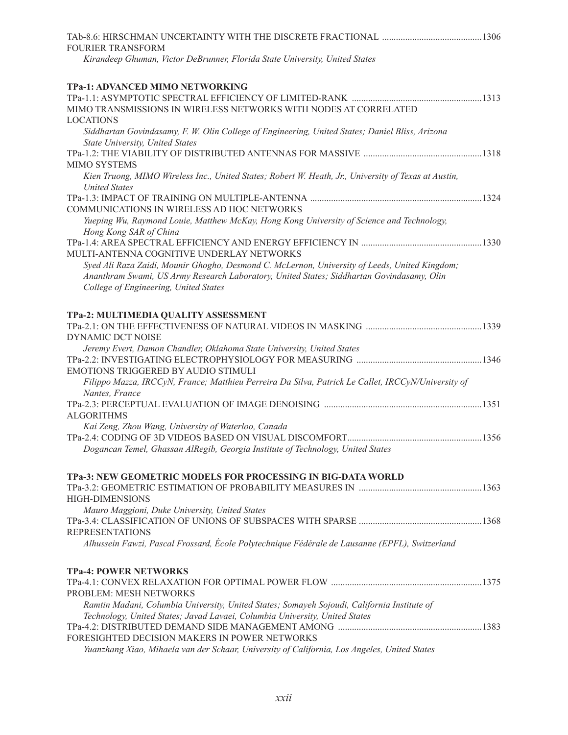TAb-8.6: HIRSCHMAN UNCERTAINTY WITH THE DISCRETE FRACTIONAL FOURIER TRANSFORM ..........1306
*Kirandeep Ghuman, Victor DeBrunner, Florida State University, United States*

**TPa-1: ADVANCED MIMO NETWORKING**

TPa-1.1: ASYMPTOTIC SPECTRAL EFFICIENCY OF LIMITED-RANK MIMO TRANSMISSIONS IN WIRELESS NETWORKS WITH NODES AT CORRELATED LOCATIONS ..........1313
*Siddhartan Govindasamy, F. W. Olin College of Engineering, United States; Daniel Bliss, Arizona State University, United States*

TPa-1.2: THE VIABILITY OF DISTRIBUTED ANTENNAS FOR MASSIVE MIMO SYSTEMS ..........1318
*Kien Truong, MIMO Wireless Inc., United States; Robert W. Heath, Jr., University of Texas at Austin, United States*

TPa-1.3: IMPACT OF TRAINING ON MULTIPLE-ANTENNA COMMUNICATIONS IN WIRELESS AD HOC NETWORKS ..........1324
*Yueping Wu, Raymond Louie, Matthew McKay, Hong Kong University of Science and Technology, Hong Kong SAR of China*

TPa-1.4: AREA SPECTRAL EFFICIENCY AND ENERGY EFFICIENCY IN MULTI-ANTENNA COGNITIVE UNDERLAY NETWORKS ..........1330
*Syed Ali Raza Zaidi, Mounir Ghogho, Desmond C. McLernon, University of Leeds, United Kingdom; Ananthram Swami, US Army Research Laboratory, United States; Siddhartan Govindasamy, Olin College of Engineering, United States*

**TPa-2: MULTIMEDIA QUALITY ASSESSMENT**

TPa-2.1: ON THE EFFECTIVENESS OF NATURAL VIDEOS IN MASKING DYNAMIC DCT NOISE ..........1339
*Jeremy Evert, Damon Chandler, Oklahoma State University, United States*

TPa-2.2: INVESTIGATING ELECTROPHYSIOLOGY FOR MEASURING EMOTIONS TRIGGERED BY AUDIO STIMULI ..........1346
*Filippo Mazza, IRCCyN, France; Matthieu Perreira Da Silva, Patrick Le Callet, IRCCyN/University of Nantes, France*

TPa-2.3: PERCEPTUAL EVALUATION OF IMAGE DENOISING ALGORITHMS ..........1351
*Kai Zeng, Zhou Wang, University of Waterloo, Canada*

TPa-2.4: CODING OF 3D VIDEOS BASED ON VISUAL DISCOMFORT..........1356
*Dogancan Temel, Ghassan AlRegib, Georgia Institute of Technology, United States*

**TPa-3: NEW GEOMETRIC MODELS FOR PROCESSING IN BIG-DATA WORLD**

TPa-3.2: GEOMETRIC ESTIMATION OF PROBABILITY MEASURES IN HIGH-DIMENSIONS ..........1363
*Mauro Maggioni, Duke University, United States*

TPa-3.4: CLASSIFICATION OF UNIONS OF SUBSPACES WITH SPARSE REPRESENTATIONS ..........1368
*Alhussein Fawzi, Pascal Frossard, École Polytechnique Fédérale de Lausanne (EPFL), Switzerland*

**TPa-4: POWER NETWORKS**

TPa-4.1: CONVEX RELAXATION FOR OPTIMAL POWER FLOW PROBLEM: MESH NETWORKS ..........1375
*Ramtin Madani, Columbia University, United States; Somayeh Sojoudi, California Institute of Technology, United States; Javad Lavaei, Columbia University, United States*

TPa-4.2: DISTRIBUTED DEMAND SIDE MANAGEMENT AMONG FORESIGHTED DECISION MAKERS IN POWER NETWORKS ..........1383
*Yuanzhang Xiao, Mihaela van der Schaar, University of California, Los Angeles, United States*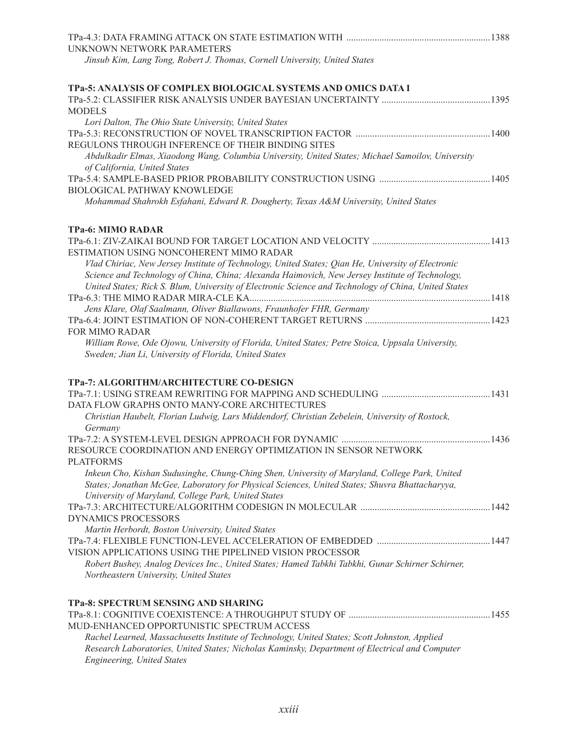TPa-4.3: DATA FRAMING ATTACK ON STATE ESTIMATION WITH UNKNOWN NETWORK PARAMETERS ....1388
*Jinsub Kim, Lang Tong, Robert J. Thomas, Cornell University, United States*

### TPa-5: ANALYSIS OF COMPLEX BIOLOGICAL SYSTEMS AND OMICS DATA I

TPa-5.2: CLASSIFIER RISK ANALYSIS UNDER BAYESIAN UNCERTAINTY MODELS ....1395
*Lori Dalton, The Ohio State University, United States*

TPa-5.3: RECONSTRUCTION OF NOVEL TRANSCRIPTION FACTOR REGULONS THROUGH INFERENCE OF THEIR BINDING SITES ....1400
*Abdulkadir Elmas, Xiaodong Wang, Columbia University, United States; Michael Samoilov, University of California, United States*

TPa-5.4: SAMPLE-BASED PRIOR PROBABILITY CONSTRUCTION USING BIOLOGICAL PATHWAY KNOWLEDGE ....1405
*Mohammad Shahrokh Esfahani, Edward R. Dougherty, Texas A&M University, United States*

### TPa-6: MIMO RADAR

TPa-6.1: ZIV-ZAIKAI BOUND FOR TARGET LOCATION AND VELOCITY ESTIMATION USING NONCOHERENT MIMO RADAR ....1413
*Vlad Chiriac, New Jersey Institute of Technology, United States; Qian He, University of Electronic Science and Technology of China, China; Alexanda Haimovich, New Jersey Institute of Technology, United States; Rick S. Blum, University of Electronic Science and Technology of China, United States*

TPa-6.3: THE MIMO RADAR MIRA-CLE KA ....1418
*Jens Klare, Olaf Saalmann, Oliver Biallawons, Fraunhofer FHR, Germany*

TPa-6.4: JOINT ESTIMATION OF NON-COHERENT TARGET RETURNS FOR MIMO RADAR ....1423
*William Rowe, Ode Ojowu, University of Florida, United States; Petre Stoica, Uppsala University, Sweden; Jian Li, University of Florida, United States*

### TPa-7: ALGORITHM/ARCHITECTURE CO-DESIGN

TPa-7.1: USING STREAM REWRITING FOR MAPPING AND SCHEDULING DATA FLOW GRAPHS ONTO MANY-CORE ARCHITECTURES ....1431
*Christian Haubelt, Florian Ludwig, Lars Middendorf, Christian Zebelein, University of Rostock, Germany*

TPa-7.2: A SYSTEM-LEVEL DESIGN APPROACH FOR DYNAMIC RESOURCE COORDINATION AND ENERGY OPTIMIZATION IN SENSOR NETWORK PLATFORMS ....1436
*Inkeun Cho, Kishan Sudusinghe, Chung-Ching Shen, University of Maryland, College Park, United States; Jonathan McGee, Laboratory for Physical Sciences, United States; Shuvra Bhattacharyya, University of Maryland, College Park, United States*

TPa-7.3: ARCHITECTURE/ALGORITHM CODESIGN IN MOLECULAR DYNAMICS PROCESSORS ....1442
*Martin Herbordt, Boston University, United States*

TPa-7.4: FLEXIBLE FUNCTION-LEVEL ACCELERATION OF EMBEDDED VISION APPLICATIONS USING THE PIPELINED VISION PROCESSOR ....1447
*Robert Bushey, Analog Devices Inc., United States; Hamed Tabkhi Tabkhi, Gunar Schirner Schirner, Northeastern University, United States*

### TPa-8: SPECTRUM SENSING AND SHARING

TPa-8.1: COGNITIVE COEXISTENCE: A THROUGHPUT STUDY OF MUD-ENHANCED OPPORTUNISTIC SPECTRUM ACCESS ....1455
*Rachel Learned, Massachusetts Institute of Technology, United States; Scott Johnston, Applied Research Laboratories, United States; Nicholas Kaminsky, Department of Electrical and Computer Engineering, United States*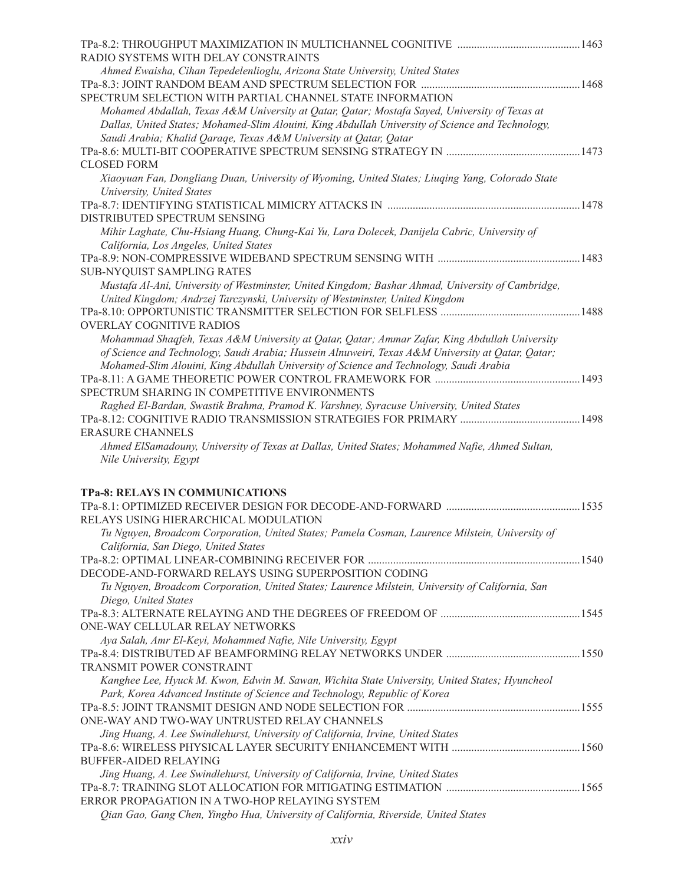TPa-8.2: THROUGHPUT MAXIMIZATION IN MULTICHANNEL COGNITIVE ............................................1463
RADIO SYSTEMS WITH DELAY CONSTRAINTS

*Ahmed Ewaisha, Cihan Tepedelenlioglu, Arizona State University, United States*

TPa-8.3: JOINT RANDOM BEAM AND SPECTRUM SELECTION FOR .........................................................1468
SPECTRUM SELECTION WITH PARTIAL CHANNEL STATE INFORMATION

*Mohamed Abdallah, Texas A&M University at Qatar, Qatar; Mostafa Sayed, University of Texas at Dallas, United States; Mohamed-Slim Alouini, King Abdullah University of Science and Technology, Saudi Arabia; Khalid Qaraqe, Texas A&M University at Qatar, Qatar*

TPa-8.6: MULTI-BIT COOPERATIVE SPECTRUM SENSING STRATEGY IN ................................................1473
CLOSED FORM

*Xiaoyuan Fan, Dongliang Duan, University of Wyoming, United States; Liuqing Yang, Colorado State University, United States*

TPa-8.7: IDENTIFYING STATISTICAL MIMICRY ATTACKS IN .....................................................................1478
DISTRIBUTED SPECTRUM SENSING

*Mihir Laghate, Chu-Hsiang Huang, Chung-Kai Yu, Lara Dolecek, Danijela Cabric, University of California, Los Angeles, United States*

TPa-8.9: NON-COMPRESSIVE WIDEBAND SPECTRUM SENSING WITH ...................................................1483
SUB-NYQUIST SAMPLING RATES

*Mustafa Al-Ani, University of Westminster, United Kingdom; Bashar Ahmad, University of Cambridge, United Kingdom; Andrzej Tarczynski, University of Westminster, United Kingdom*

TPa-8.10: OPPORTUNISTIC TRANSMITTER SELECTION FOR SELFLESS ..................................................1488
OVERLAY COGNITIVE RADIOS

*Mohammad Shaqfeh, Texas A&M University at Qatar, Qatar; Ammar Zafar, King Abdullah University of Science and Technology, Saudi Arabia; Hussein Alnuweiri, Texas A&M University at Qatar, Qatar; Mohamed-Slim Alouini, King Abdullah University of Science and Technology, Saudi Arabia*

TPa-8.11: A GAME THEORETIC POWER CONTROL FRAMEWORK FOR ....................................................1493
SPECTRUM SHARING IN COMPETITIVE ENVIRONMENTS

*Raghed El-Bardan, Swastik Brahma, Pramod K. Varshney, Syracuse University, United States*

TPa-8.12: COGNITIVE RADIO TRANSMISSION STRATEGIES FOR PRIMARY ...........................................1498
ERASURE CHANNELS

*Ahmed ElSamadouny, University of Texas at Dallas, United States; Mohammed Nafie, Ahmed Sultan, Nile University, Egypt*

**TPa-8: RELAYS IN COMMUNICATIONS**

TPa-8.1: OPTIMIZED RECEIVER DESIGN FOR DECODE-AND-FORWARD ................................................1535
RELAYS USING HIERARCHICAL MODULATION

*Tu Nguyen, Broadcom Corporation, United States; Pamela Cosman, Laurence Milstein, University of California, San Diego, United States*

TPa-8.2: OPTIMAL LINEAR-COMBINING RECEIVER FOR ...........................................................................1540
DECODE-AND-FORWARD RELAYS USING SUPERPOSITION CODING

*Tu Nguyen, Broadcom Corporation, United States; Laurence Milstein, University of California, San Diego, United States*

TPa-8.3: ALTERNATE RELAYING AND THE DEGREES OF FREEDOM OF .................................................1545
ONE-WAY CELLULAR RELAY NETWORKS

*Aya Salah, Amr El-Keyi, Mohammed Nafie, Nile University, Egypt*

TPa-8.4: DISTRIBUTED AF BEAMFORMING RELAY NETWORKS UNDER ................................................1550
TRANSMIT POWER CONSTRAINT

*Kanghee Lee, Hyuck M. Kwon, Edwin M. Sawan, Wichita State University, United States; Hyuncheol Park, Korea Advanced Institute of Science and Technology, Republic of Korea*

TPa-8.5: JOINT TRANSMIT DESIGN AND NODE SELECTION FOR .............................................................1555
ONE-WAY AND TWO-WAY UNTRUSTED RELAY CHANNELS

*Jing Huang, A. Lee Swindlehurst, University of California, Irvine, United States*

TPa-8.6: WIRELESS PHYSICAL LAYER SECURITY ENHANCEMENT WITH .............................................1560
BUFFER-AIDED RELAYING

*Jing Huang, A. Lee Swindlehurst, University of California, Irvine, United States*

TPa-8.7: TRAINING SLOT ALLOCATION FOR MITIGATING ESTIMATION ................................................1565
ERROR PROPAGATION IN A TWO-HOP RELAYING SYSTEM

*Qian Gao, Gang Chen, Yingbo Hua, University of California, Riverside, United States*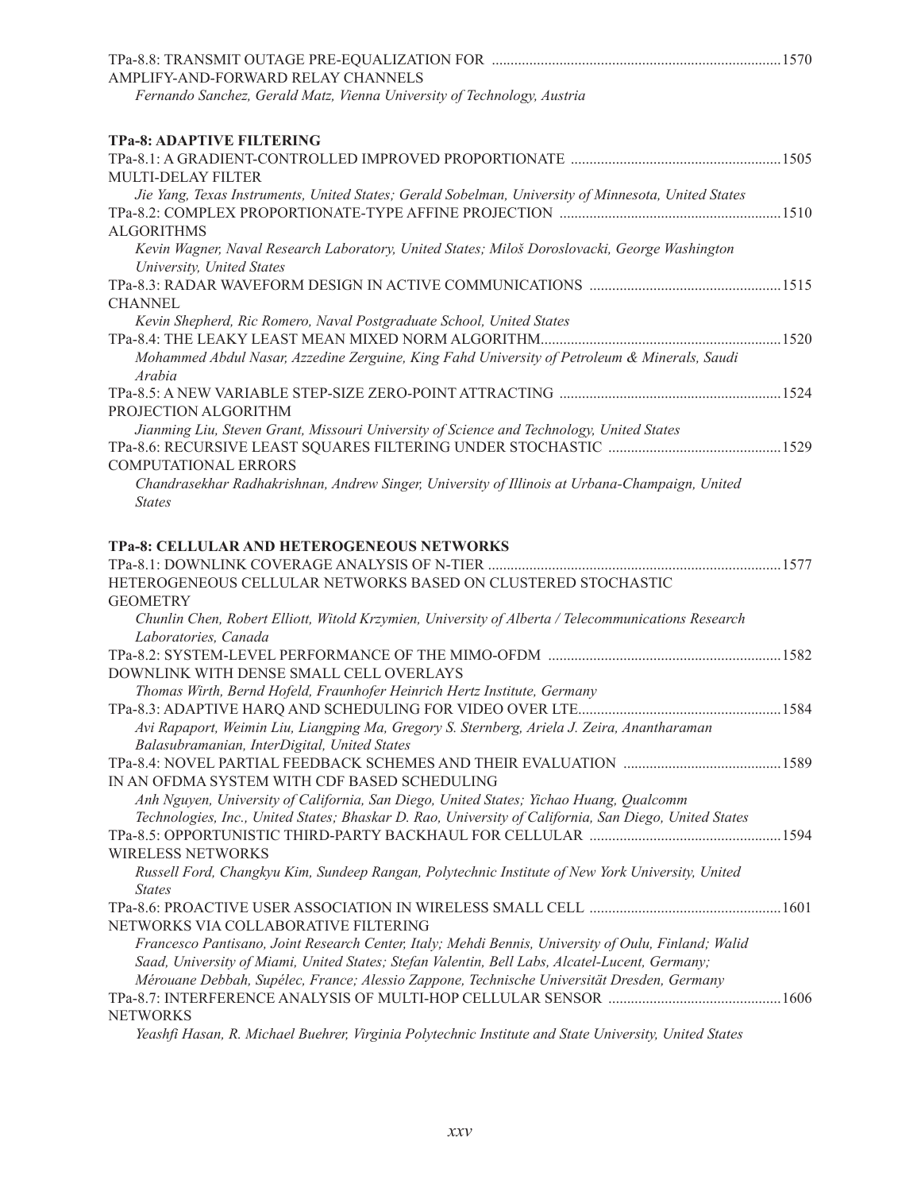TPa-8.8: TRANSMIT OUTAGE PRE-EQUALIZATION FOR AMPLIFY-AND-FORWARD RELAY CHANNELS ....1570
*Fernando Sanchez, Gerald Matz, Vienna University of Technology, Austria*

### TPa-8: ADAPTIVE FILTERING

TPa-8.1: A GRADIENT-CONTROLLED IMPROVED PROPORTIONATE MULTI-DELAY FILTER ....1505
*Jie Yang, Texas Instruments, United States; Gerald Sobelman, University of Minnesota, United States*

TPa-8.2: COMPLEX PROPORTIONATE-TYPE AFFINE PROJECTION ALGORITHMS ....1510
*Kevin Wagner, Naval Research Laboratory, United States; Miloš Doroslovacki, George Washington University, United States*

TPa-8.3: RADAR WAVEFORM DESIGN IN ACTIVE COMMUNICATIONS CHANNEL ....1515
*Kevin Shepherd, Ric Romero, Naval Postgraduate School, United States*

TPa-8.4: THE LEAKY LEAST MEAN MIXED NORM ALGORITHM....1520
*Mohammed Abdul Nasar, Azzedine Zerguine, King Fahd University of Petroleum & Minerals, Saudi Arabia*

TPa-8.5: A NEW VARIABLE STEP-SIZE ZERO-POINT ATTRACTING PROJECTION ALGORITHM ....1524
*Jianming Liu, Steven Grant, Missouri University of Science and Technology, United States*

TPa-8.6: RECURSIVE LEAST SQUARES FILTERING UNDER STOCHASTIC COMPUTATIONAL ERRORS ....1529
*Chandrasekhar Radhakrishnan, Andrew Singer, University of Illinois at Urbana-Champaign, United States*

### TPa-8: CELLULAR AND HETEROGENEOUS NETWORKS

TPa-8.1: DOWNLINK COVERAGE ANALYSIS OF N-TIER HETEROGENEOUS CELLULAR NETWORKS BASED ON CLUSTERED STOCHASTIC GEOMETRY ....1577
*Chunlin Chen, Robert Elliott, Witold Krzymien, University of Alberta / Telecommunications Research Laboratories, Canada*

TPa-8.2: SYSTEM-LEVEL PERFORMANCE OF THE MIMO-OFDM DOWNLINK WITH DENSE SMALL CELL OVERLAYS ....1582
*Thomas Wirth, Bernd Hofeld, Fraunhofer Heinrich Hertz Institute, Germany*

TPa-8.3: ADAPTIVE HARQ AND SCHEDULING FOR VIDEO OVER LTE....1584
*Avi Rapaport, Weimin Liu, Liangping Ma, Gregory S. Sternberg, Ariela J. Zeira, Anantharaman Balasubramanian, InterDigital, United States*

TPa-8.4: NOVEL PARTIAL FEEDBACK SCHEMES AND THEIR EVALUATION IN AN OFDMA SYSTEM WITH CDF BASED SCHEDULING ....1589
*Anh Nguyen, University of California, San Diego, United States; Yichao Huang, Qualcomm Technologies, Inc., United States; Bhaskar D. Rao, University of California, San Diego, United States*

TPa-8.5: OPPORTUNISTIC THIRD-PARTY BACKHAUL FOR CELLULAR WIRELESS NETWORKS ....1594
*Russell Ford, Changkyu Kim, Sundeep Rangan, Polytechnic Institute of New York University, United States*

TPa-8.6: PROACTIVE USER ASSOCIATION IN WIRELESS SMALL CELL NETWORKS VIA COLLABORATIVE FILTERING ....1601
*Francesco Pantisano, Joint Research Center, Italy; Mehdi Bennis, University of Oulu, Finland; Walid Saad, University of Miami, United States; Stefan Valentin, Bell Labs, Alcatel-Lucent, Germany; Mérouane Debbah, Supélec, France; Alessio Zappone, Technische Universität Dresden, Germany*

TPa-8.7: INTERFERENCE ANALYSIS OF MULTI-HOP CELLULAR SENSOR NETWORKS ....1606
*Yeashfi Hasan, R. Michael Buehrer, Virginia Polytechnic Institute and State University, United States*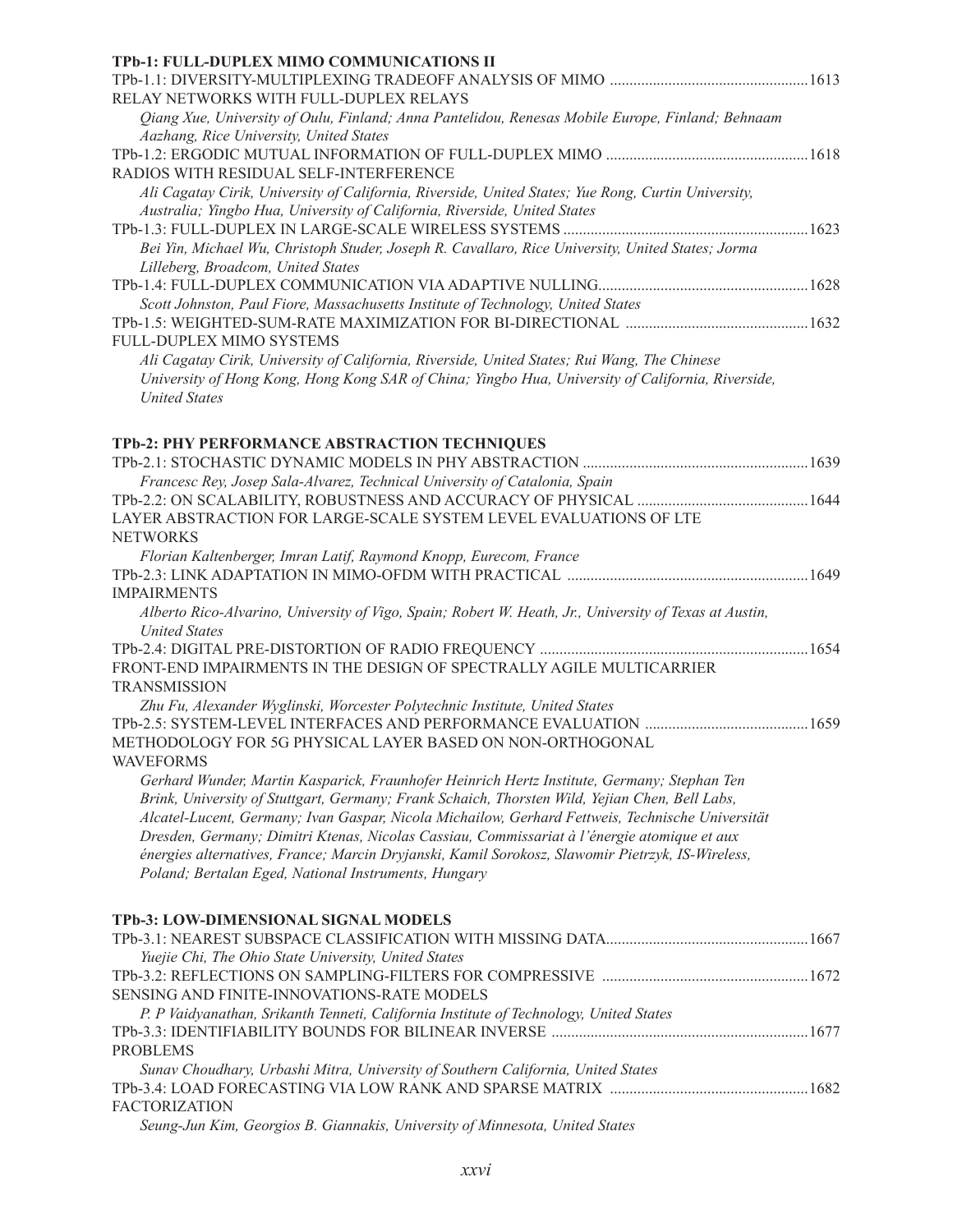**TPb-1: FULL-DUPLEX MIMO COMMUNICATIONS II**

TPb-1.1: DIVERSITY-MULTIPLEXING TRADEOFF ANALYSIS OF MIMO RELAY NETWORKS WITH FULL-DUPLEX RELAYS ....1613

*Qiang Xue, University of Oulu, Finland; Anna Pantelidou, Renesas Mobile Europe, Finland; Behnaam Aazhang, Rice University, United States*

TPb-1.2: ERGODIC MUTUAL INFORMATION OF FULL-DUPLEX MIMO RADIOS WITH RESIDUAL SELF-INTERFERENCE ....1618

*Ali Cagatay Cirik, University of California, Riverside, United States; Yue Rong, Curtin University, Australia; Yingbo Hua, University of California, Riverside, United States*

TPb-1.3: FULL-DUPLEX IN LARGE-SCALE WIRELESS SYSTEMS ....1623

*Bei Yin, Michael Wu, Christoph Studer, Joseph R. Cavallaro, Rice University, United States; Jorma Lilleberg, Broadcom, United States*

TPb-1.4: FULL-DUPLEX COMMUNICATION VIA ADAPTIVE NULLING....1628

*Scott Johnston, Paul Fiore, Massachusetts Institute of Technology, United States*

TPb-1.5: WEIGHTED-SUM-RATE MAXIMIZATION FOR BI-DIRECTIONAL FULL-DUPLEX MIMO SYSTEMS ....1632

*Ali Cagatay Cirik, University of California, Riverside, United States; Rui Wang, The Chinese University of Hong Kong, Hong Kong SAR of China; Yingbo Hua, University of California, Riverside, United States*

**TPb-2: PHY PERFORMANCE ABSTRACTION TECHNIQUES**

TPb-2.1: STOCHASTIC DYNAMIC MODELS IN PHY ABSTRACTION ....1639

*Francesc Rey, Josep Sala-Alvarez, Technical University of Catalonia, Spain*

TPb-2.2: ON SCALABILITY, ROBUSTNESS AND ACCURACY OF PHYSICAL LAYER ABSTRACTION FOR LARGE-SCALE SYSTEM LEVEL EVALUATIONS OF LTE NETWORKS ....1644

*Florian Kaltenberger, Imran Latif, Raymond Knopp, Eurecom, France*

TPb-2.3: LINK ADAPTATION IN MIMO-OFDM WITH PRACTICAL IMPAIRMENTS ....1649

*Alberto Rico-Alvarino, University of Vigo, Spain; Robert W. Heath, Jr., University of Texas at Austin, United States*

TPb-2.4: DIGITAL PRE-DISTORTION OF RADIO FREQUENCY FRONT-END IMPAIRMENTS IN THE DESIGN OF SPECTRALLY AGILE MULTICARRIER TRANSMISSION ....1654

*Zhu Fu, Alexander Wyglinski, Worcester Polytechnic Institute, United States*

TPb-2.5: SYSTEM-LEVEL INTERFACES AND PERFORMANCE EVALUATION METHODOLOGY FOR 5G PHYSICAL LAYER BASED ON NON-ORTHOGONAL WAVEFORMS ....1659

*Gerhard Wunder, Martin Kasparick, Fraunhofer Heinrich Hertz Institute, Germany; Stephan Ten Brink, University of Stuttgart, Germany; Frank Schaich, Thorsten Wild, Yejian Chen, Bell Labs, Alcatel-Lucent, Germany; Ivan Gaspar, Nicola Michailow, Gerhard Fettweis, Technische Universität Dresden, Germany; Dimitri Ktenas, Nicolas Cassiau, Commissariat à l'énergie atomique et aux énergies alternatives, France; Marcin Dryjanski, Kamil Sorokosz, Slawomir Pietrzyk, IS-Wireless, Poland; Bertalan Eged, National Instruments, Hungary*

**TPb-3: LOW-DIMENSIONAL SIGNAL MODELS**

TPb-3.1: NEAREST SUBSPACE CLASSIFICATION WITH MISSING DATA....1667

*Yuejie Chi, The Ohio State University, United States*

TPb-3.2: REFLECTIONS ON SAMPLING-FILTERS FOR COMPRESSIVE SENSING AND FINITE-INNOVATIONS-RATE MODELS ....1672

*P. P Vaidyanathan, Srikanth Tenneti, California Institute of Technology, United States*

TPb-3.3: IDENTIFIABILITY BOUNDS FOR BILINEAR INVERSE PROBLEMS ....1677

*Sunav Choudhary, Urbashi Mitra, University of Southern California, United States*

TPb-3.4: LOAD FORECASTING VIA LOW RANK AND SPARSE MATRIX FACTORIZATION ....1682

*Seung-Jun Kim, Georgios B. Giannakis, University of Minnesota, United States*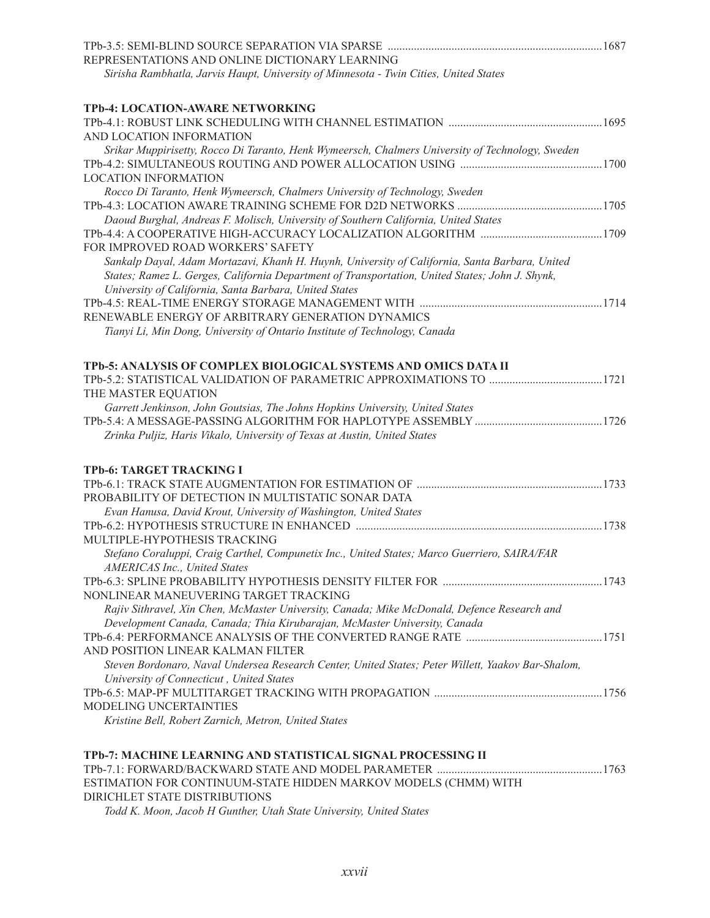TPb-3.5: SEMI-BLIND SOURCE SEPARATION VIA SPARSE REPRESENTATIONS AND ONLINE DICTIONARY LEARNING ......1687
*Sirisha Rambhatla, Jarvis Haupt, University of Minnesota - Twin Cities, United States*

### TPb-4: LOCATION-AWARE NETWORKING

TPb-4.1: ROBUST LINK SCHEDULING WITH CHANNEL ESTIMATION AND LOCATION INFORMATION ......1695
*Srikar Muppirisetty, Rocco Di Taranto, Henk Wymeersch, Chalmers University of Technology, Sweden*

TPb-4.2: SIMULTANEOUS ROUTING AND POWER ALLOCATION USING LOCATION INFORMATION ......1700
*Rocco Di Taranto, Henk Wymeersch, Chalmers University of Technology, Sweden*

TPb-4.3: LOCATION AWARE TRAINING SCHEME FOR D2D NETWORKS ......1705
*Daoud Burghal, Andreas F. Molisch, University of Southern California, United States*

TPb-4.4: A COOPERATIVE HIGH-ACCURACY LOCALIZATION ALGORITHM FOR IMPROVED ROAD WORKERS' SAFETY ......1709
*Sankalp Dayal, Adam Mortazavi, Khanh H. Huynh, University of California, Santa Barbara, United States; Ramez L. Gerges, California Department of Transportation, United States; John J. Shynk, University of California, Santa Barbara, United States*

TPb-4.5: REAL-TIME ENERGY STORAGE MANAGEMENT WITH RENEWABLE ENERGY OF ARBITRARY GENERATION DYNAMICS ......1714
*Tianyi Li, Min Dong, University of Ontario Institute of Technology, Canada*

### TPb-5: ANALYSIS OF COMPLEX BIOLOGICAL SYSTEMS AND OMICS DATA II

TPb-5.2: STATISTICAL VALIDATION OF PARAMETRIC APPROXIMATIONS TO THE MASTER EQUATION ......1721
*Garrett Jenkinson, John Goutsias, The Johns Hopkins University, United States*

TPb-5.4: A MESSAGE-PASSING ALGORITHM FOR HAPLOTYPE ASSEMBLY ......1726
*Zrinka Puljiz, Haris Vikalo, University of Texas at Austin, United States*

### TPb-6: TARGET TRACKING I

TPb-6.1: TRACK STATE AUGMENTATION FOR ESTIMATION OF PROBABILITY OF DETECTION IN MULTISTATIC SONAR DATA ......1733
*Evan Hanusa, David Krout, University of Washington, United States*

TPb-6.2: HYPOTHESIS STRUCTURE IN ENHANCED MULTIPLE-HYPOTHESIS TRACKING ......1738
*Stefano Coraluppi, Craig Carthel, Compunetix Inc., United States; Marco Guerriero, SAIRA/FAR AMERICAS Inc., United States*

TPb-6.3: SPLINE PROBABILITY HYPOTHESIS DENSITY FILTER FOR NONLINEAR MANEUVERING TARGET TRACKING ......1743
*Rajiv Sithravel, Xin Chen, McMaster University, Canada; Mike McDonald, Defence Research and Development Canada, Canada; Thia Kirubarajan, McMaster University, Canada*

TPb-6.4: PERFORMANCE ANALYSIS OF THE CONVERTED RANGE RATE AND POSITION LINEAR KALMAN FILTER ......1751
*Steven Bordonaro, Naval Undersea Research Center, United States; Peter Willett, Yaakov Bar-Shalom, University of Connecticut , United States*

TPb-6.5: MAP-PF MULTITARGET TRACKING WITH PROPAGATION MODELING UNCERTAINTIES ......1756
*Kristine Bell, Robert Zarnich, Metron, United States*

### TPb-7: MACHINE LEARNING AND STATISTICAL SIGNAL PROCESSING II

TPb-7.1: FORWARD/BACKWARD STATE AND MODEL PARAMETER ESTIMATION FOR CONTINUUM-STATE HIDDEN MARKOV MODELS (CHMM) WITH DIRICHLET STATE DISTRIBUTIONS ......1763
*Todd K. Moon, Jacob H Gunther, Utah State University, United States*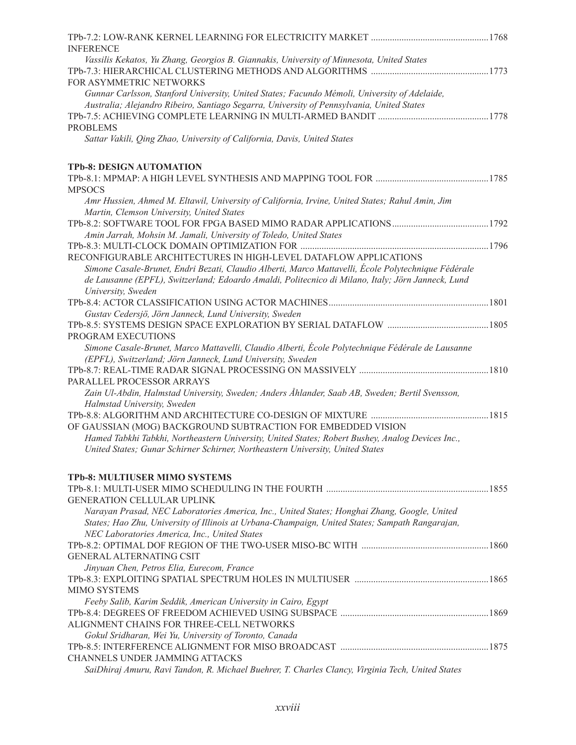TPb-7.2: LOW-RANK KERNEL LEARNING FOR ELECTRICITY MARKET INFERENCE ....1768

*Vassilis Kekatos, Yu Zhang, Georgios B. Giannakis, University of Minnesota, United States*

TPb-7.3: HIERARCHICAL CLUSTERING METHODS AND ALGORITHMS FOR ASYMMETRIC NETWORKS ....1773

*Gunnar Carlsson, Stanford University, United States; Facundo Mémoli, University of Adelaide, Australia; Alejandro Ribeiro, Santiago Segarra, University of Pennsylvania, United States*

TPb-7.5: ACHIEVING COMPLETE LEARNING IN MULTI-ARMED BANDIT PROBLEMS ....1778

*Sattar Vakili, Qing Zhao, University of California, Davis, United States*

**TPb-8: DESIGN AUTOMATION**

TPb-8.1: MPMAP: A HIGH LEVEL SYNTHESIS AND MAPPING TOOL FOR MPSOCS ....1785

*Amr Hussien, Ahmed M. Eltawil, University of California, Irvine, United States; Rahul Amin, Jim Martin, Clemson University, United States*

TPb-8.2: SOFTWARE TOOL FOR FPGA BASED MIMO RADAR APPLICATIONS ....1792

*Amin Jarrah, Mohsin M. Jamali, University of Toledo, United States*

TPb-8.3: MULTI-CLOCK DOMAIN OPTIMIZATION FOR RECONFIGURABLE ARCHITECTURES IN HIGH-LEVEL DATAFLOW APPLICATIONS ....1796

*Simone Casale-Brunet, Endri Bezati, Claudio Alberti, Marco Mattavelli, École Polytechnique Fédérale de Lausanne (EPFL), Switzerland; Edoardo Amaldi, Politecnico di Milano, Italy; Jörn Janneck, Lund University, Sweden*

TPb-8.4: ACTOR CLASSIFICATION USING ACTOR MACHINES ....1801

*Gustav Cedersjö, Jörn Janneck, Lund University, Sweden*

TPb-8.5: SYSTEMS DESIGN SPACE EXPLORATION BY SERIAL DATAFLOW PROGRAM EXECUTIONS ....1805

*Simone Casale-Brunet, Marco Mattavelli, Claudio Alberti, École Polytechnique Fédérale de Lausanne (EPFL), Switzerland; Jörn Janneck, Lund University, Sweden*

TPb-8.7: REAL-TIME RADAR SIGNAL PROCESSING ON MASSIVELY PARALLEL PROCESSOR ARRAYS ....1810

*Zain Ul-Abdin, Halmstad University, Sweden; Anders Åhlander, Saab AB, Sweden; Bertil Svensson, Halmstad University, Sweden*

TPb-8.8: ALGORITHM AND ARCHITECTURE CO-DESIGN OF MIXTURE OF GAUSSIAN (MOG) BACKGROUND SUBTRACTION FOR EMBEDDED VISION ....1815

*Hamed Tabkhi Tabkhi, Northeastern University, United States; Robert Bushey, Analog Devices Inc., United States; Gunar Schirner Schirner, Northeastern University, United States*

**TPb-8: MULTIUSER MIMO SYSTEMS**

TPb-8.1: MULTI-USER MIMO SCHEDULING IN THE FOURTH GENERATION CELLULAR UPLINK ....1855

*Narayan Prasad, NEC Laboratories America, Inc., United States; Honghai Zhang, Google, United States; Hao Zhu, University of Illinois at Urbana-Champaign, United States; Sampath Rangarajan, NEC Laboratories America, Inc., United States*

TPb-8.2: OPTIMAL DOF REGION OF THE TWO-USER MISO-BC WITH GENERAL ALTERNATING CSIT ....1860

*Jinyuan Chen, Petros Elia, Eurecom, France*

TPb-8.3: EXPLOITING SPATIAL SPECTRUM HOLES IN MULTIUSER MIMO SYSTEMS ....1865

*Feeby Salib, Karim Seddik, American University in Cairo, Egypt*

TPb-8.4: DEGREES OF FREEDOM ACHIEVED USING SUBSPACE ALIGNMENT CHAINS FOR THREE-CELL NETWORKS ....1869

*Gokul Sridharan, Wei Yu, University of Toronto, Canada*

TPb-8.5: INTERFERENCE ALIGNMENT FOR MISO BROADCAST CHANNELS UNDER JAMMING ATTACKS ....1875

*SaiDhiraj Amuru, Ravi Tandon, R. Michael Buehrer, T. Charles Clancy, Virginia Tech, United States*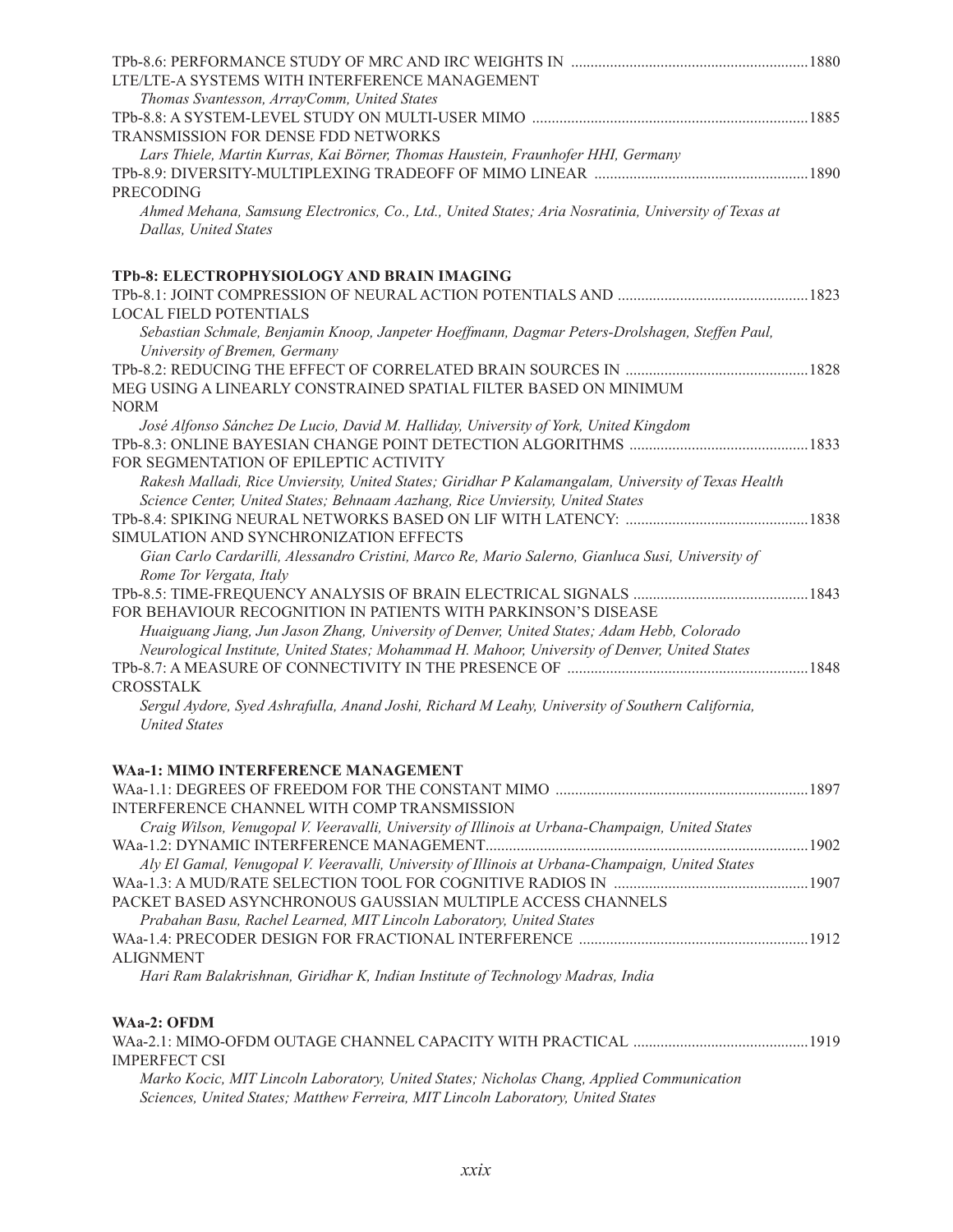TPb-8.6: PERFORMANCE STUDY OF MRC AND IRC WEIGHTS IN ............................................................1880
LTE/LTE-A SYSTEMS WITH INTERFERENCE MANAGEMENT

*Thomas Svantesson, ArrayComm, United States*

TPb-8.8: A SYSTEM-LEVEL STUDY ON MULTI-USER MIMO ......................................................................1885
TRANSMISSION FOR DENSE FDD NETWORKS

*Lars Thiele, Martin Kurras, Kai Börner, Thomas Haustein, Fraunhofer HHI, Germany*

TPb-8.9: DIVERSITY-MULTIPLEXING TRADEOFF OF MIMO LINEAR ......................................................1890
PRECODING

*Ahmed Mehana, Samsung Electronics, Co., Ltd., United States; Aria Nosratinia, University of Texas at Dallas, United States*

**TPb-8: ELECTROPHYSIOLOGY AND BRAIN IMAGING**

TPb-8.1: JOINT COMPRESSION OF NEURAL ACTION POTENTIALS AND ................................................1823
LOCAL FIELD POTENTIALS

*Sebastian Schmale, Benjamin Knoop, Janpeter Hoeffmann, Dagmar Peters-Drolshagen, Steffen Paul, University of Bremen, Germany*

TPb-8.2: REDUCING THE EFFECT OF CORRELATED BRAIN SOURCES IN ..............................................1828
MEG USING A LINEARLY CONSTRAINED SPATIAL FILTER BASED ON MINIMUM
NORM

*José Alfonso Sánchez De Lucio, David M. Halliday, University of York, United Kingdom*

TPb-8.3: ONLINE BAYESIAN CHANGE POINT DETECTION ALGORITHMS .............................................1833
FOR SEGMENTATION OF EPILEPTIC ACTIVITY

*Rakesh Malladi, Rice Unviersity, United States; Giridhar P Kalamangalam, University of Texas Health Science Center, United States; Behnaam Aazhang, Rice Unviersity, United States*

TPb-8.4: SPIKING NEURAL NETWORKS BASED ON LIF WITH LATENCY: ..............................................1838
SIMULATION AND SYNCHRONIZATION EFFECTS

*Gian Carlo Cardarilli, Alessandro Cristini, Marco Re, Mario Salerno, Gianluca Susi, University of Rome Tor Vergata, Italy*

TPb-8.5: TIME-FREQUENCY ANALYSIS OF BRAIN ELECTRICAL SIGNALS ............................................1843
FOR BEHAVIOUR RECOGNITION IN PATIENTS WITH PARKINSON'S DISEASE

*Huaiguang Jiang, Jun Jason Zhang, University of Denver, United States; Adam Hebb, Colorado Neurological Institute, United States; Mohammad H. Mahoor, University of Denver, United States*

TPb-8.7: A MEASURE OF CONNECTIVITY IN THE PRESENCE OF .............................................................1848
CROSSTALK

*Sergul Aydore, Syed Ashrafulla, Anand Joshi, Richard M Leahy, University of Southern California, United States*

**WAa-1: MIMO INTERFERENCE MANAGEMENT**

WAa-1.1: DEGREES OF FREEDOM FOR THE CONSTANT MIMO ................................................................1897
INTERFERENCE CHANNEL WITH COMP TRANSMISSION

*Craig Wilson, Venugopal V. Veeravalli, University of Illinois at Urbana-Champaign, United States*

WAa-1.2: DYNAMIC INTERFERENCE MANAGEMENT..................................................................................1902

*Aly El Gamal, Venugopal V. Veeravalli, University of Illinois at Urbana-Champaign, United States*

WAa-1.3: A MUD/RATE SELECTION TOOL FOR COGNITIVE RADIOS IN .................................................1907
PACKET BASED ASYNCHRONOUS GAUSSIAN MULTIPLE ACCESS CHANNELS

*Prabahan Basu, Rachel Learned, MIT Lincoln Laboratory, United States*

WAa-1.4: PRECODER DESIGN FOR FRACTIONAL INTERFERENCE ..........................................................1912
ALIGNMENT

*Hari Ram Balakrishnan, Giridhar K, Indian Institute of Technology Madras, India*

**WAa-2: OFDM**

WAa-2.1: MIMO-OFDM OUTAGE CHANNEL CAPACITY WITH PRACTICAL ............................................1919
IMPERFECT CSI

*Marko Kocic, MIT Lincoln Laboratory, United States; Nicholas Chang, Applied Communication Sciences, United States; Matthew Ferreira, MIT Lincoln Laboratory, United States*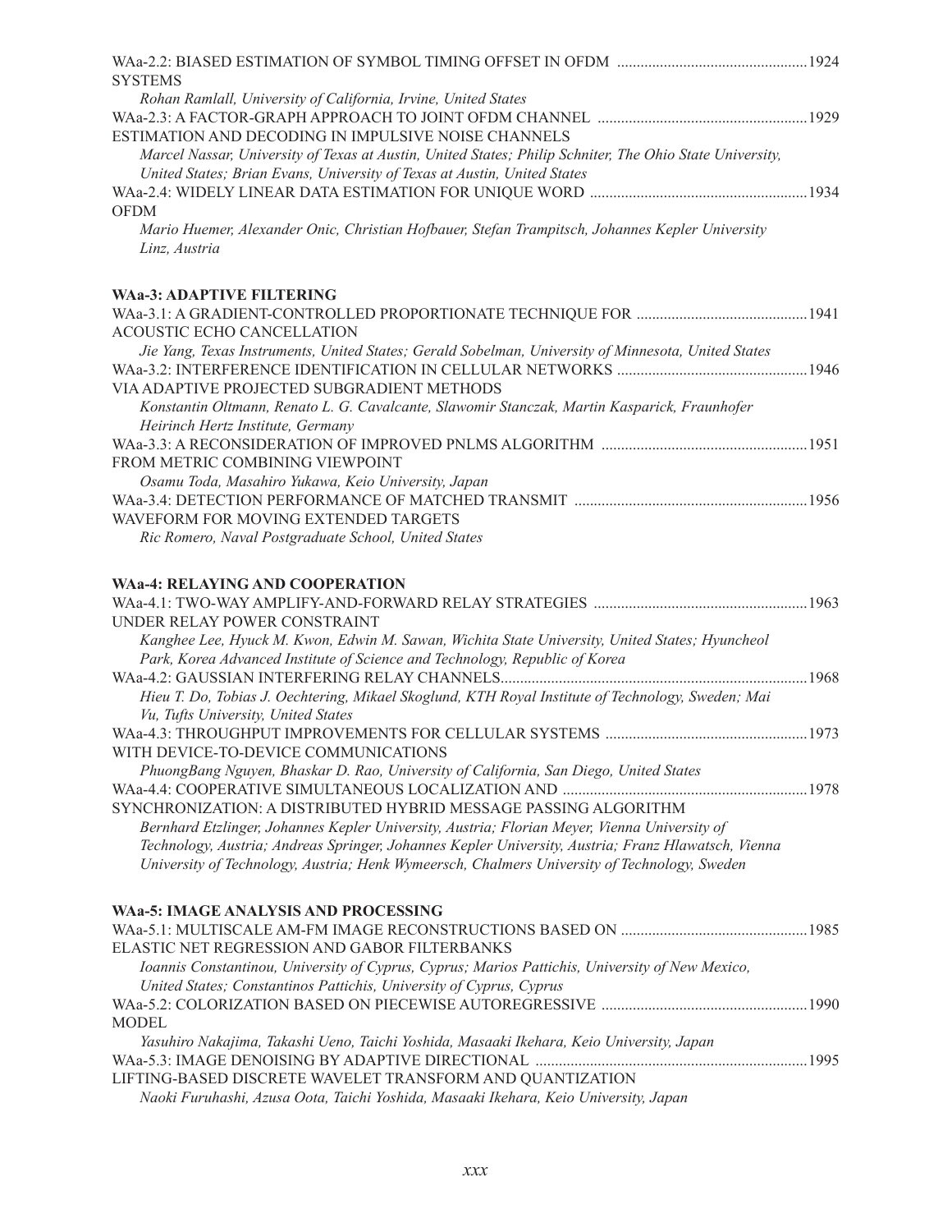WAa-2.2: BIASED ESTIMATION OF SYMBOL TIMING OFFSET IN OFDM SYSTEMS ....1924
*Rohan Ramlall, University of California, Irvine, United States*

WAa-2.3: A FACTOR-GRAPH APPROACH TO JOINT OFDM CHANNEL ESTIMATION AND DECODING IN IMPULSIVE NOISE CHANNELS ....1929
*Marcel Nassar, University of Texas at Austin, United States; Philip Schniter, The Ohio State University, United States; Brian Evans, University of Texas at Austin, United States*

WAa-2.4: WIDELY LINEAR DATA ESTIMATION FOR UNIQUE WORD OFDM ....1934
*Mario Huemer, Alexander Onic, Christian Hofbauer, Stefan Trampitsch, Johannes Kepler University Linz, Austria*

### WAa-3: ADAPTIVE FILTERING

WAa-3.1: A GRADIENT-CONTROLLED PROPORTIONATE TECHNIQUE FOR ACOUSTIC ECHO CANCELLATION ....1941
*Jie Yang, Texas Instruments, United States; Gerald Sobelman, University of Minnesota, United States*

WAa-3.2: INTERFERENCE IDENTIFICATION IN CELLULAR NETWORKS VIA ADAPTIVE PROJECTED SUBGRADIENT METHODS ....1946
*Konstantin Oltmann, Renato L. G. Cavalcante, Slawomir Stanczak, Martin Kasparick, Fraunhofer Heirinch Hertz Institute, Germany*

WAa-3.3: A RECONSIDERATION OF IMPROVED PNLMS ALGORITHM FROM METRIC COMBINING VIEWPOINT ....1951
*Osamu Toda, Masahiro Yukawa, Keio University, Japan*

WAa-3.4: DETECTION PERFORMANCE OF MATCHED TRANSMIT WAVEFORM FOR MOVING EXTENDED TARGETS ....1956
*Ric Romero, Naval Postgraduate School, United States*

### WAa-4: RELAYING AND COOPERATION

WAa-4.1: TWO-WAY AMPLIFY-AND-FORWARD RELAY STRATEGIES UNDER RELAY POWER CONSTRAINT ....1963
*Kanghee Lee, Hyuck M. Kwon, Edwin M. Sawan, Wichita State University, United States; Hyuncheol Park, Korea Advanced Institute of Science and Technology, Republic of Korea*

WAa-4.2: GAUSSIAN INTERFERING RELAY CHANNELS....1968
*Hieu T. Do, Tobias J. Oechtering, Mikael Skoglund, KTH Royal Institute of Technology, Sweden; Mai Vu, Tufts University, United States*

WAa-4.3: THROUGHPUT IMPROVEMENTS FOR CELLULAR SYSTEMS WITH DEVICE-TO-DEVICE COMMUNICATIONS ....1973
*PhuongBang Nguyen, Bhaskar D. Rao, University of California, San Diego, United States*

WAa-4.4: COOPERATIVE SIMULTANEOUS LOCALIZATION AND SYNCHRONIZATION: A DISTRIBUTED HYBRID MESSAGE PASSING ALGORITHM ....1978
*Bernhard Etzlinger, Johannes Kepler University, Austria; Florian Meyer, Vienna University of Technology, Austria; Andreas Springer, Johannes Kepler University, Austria; Franz Hlawatsch, Vienna University of Technology, Austria; Henk Wymeersch, Chalmers University of Technology, Sweden*

### WAa-5: IMAGE ANALYSIS AND PROCESSING

WAa-5.1: MULTISCALE AM-FM IMAGE RECONSTRUCTIONS BASED ON ELASTIC NET REGRESSION AND GABOR FILTERBANKS ....1985
*Ioannis Constantinou, University of Cyprus, Cyprus; Marios Pattichis, University of New Mexico, United States; Constantinos Pattichis, University of Cyprus, Cyprus*

WAa-5.2: COLORIZATION BASED ON PIECEWISE AUTOREGRESSIVE MODEL ....1990
*Yasuhiro Nakajima, Takashi Ueno, Taichi Yoshida, Masaaki Ikehara, Keio University, Japan*

WAa-5.3: IMAGE DENOISING BY ADAPTIVE DIRECTIONAL LIFTING-BASED DISCRETE WAVELET TRANSFORM AND QUANTIZATION ....1995
*Naoki Furuhashi, Azusa Oota, Taichi Yoshida, Masaaki Ikehara, Keio University, Japan*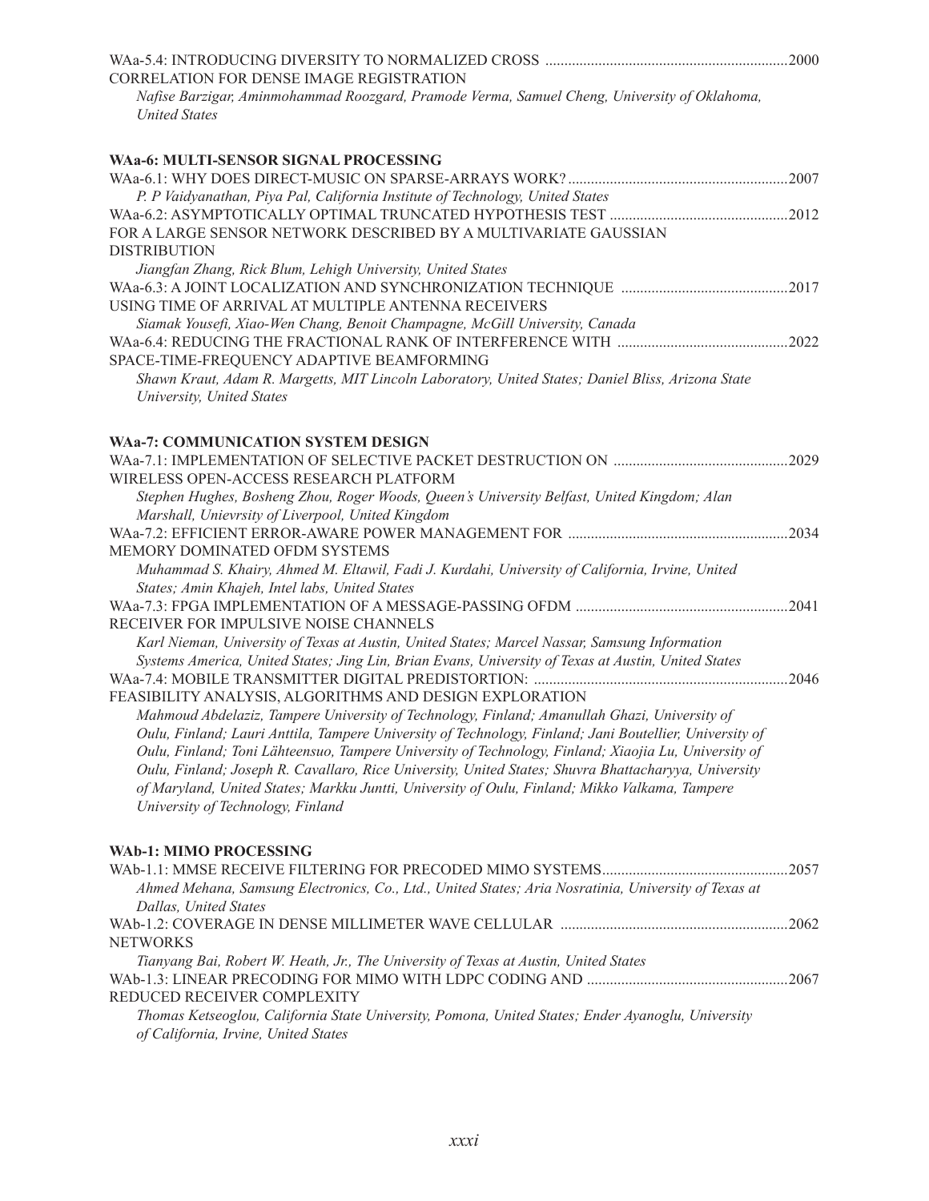WAa-5.4: INTRODUCING DIVERSITY TO NORMALIZED CROSS ....................................................................2000
CORRELATION FOR DENSE IMAGE REGISTRATION

*Nafise Barzigar, Aminmohammad Roozgard, Pramode Verma, Samuel Cheng, University of Oklahoma, United States*

**WAa-6: MULTI-SENSOR SIGNAL PROCESSING**

WAa-6.1: WHY DOES DIRECT-MUSIC ON SPARSE-ARRAYS WORK? ..........................................................2007

*P. P Vaidyanathan, Piya Pal, California Institute of Technology, United States*

WAa-6.2: ASYMPTOTICALLY OPTIMAL TRUNCATED HYPOTHESIS TEST ..............................................2012
FOR A LARGE SENSOR NETWORK DESCRIBED BY A MULTIVARIATE GAUSSIAN DISTRIBUTION

*Jiangfan Zhang, Rick Blum, Lehigh University, United States*

WAa-6.3: A JOINT LOCALIZATION AND SYNCHRONIZATION TECHNIQUE ............................................2017
USING TIME OF ARRIVAL AT MULTIPLE ANTENNA RECEIVERS

*Siamak Yousefi, Xiao-Wen Chang, Benoit Champagne, McGill University, Canada*

WAa-6.4: REDUCING THE FRACTIONAL RANK OF INTERFERENCE WITH ............................................2022
SPACE-TIME-FREQUENCY ADAPTIVE BEAMFORMING

*Shawn Kraut, Adam R. Margetts, MIT Lincoln Laboratory, United States; Daniel Bliss, Arizona State University, United States*

**WAa-7: COMMUNICATION SYSTEM DESIGN**

WAa-7.1: IMPLEMENTATION OF SELECTIVE PACKET DESTRUCTION ON .............................................2029
WIRELESS OPEN-ACCESS RESEARCH PLATFORM

*Stephen Hughes, Bosheng Zhou, Roger Woods, Queen's University Belfast, United Kingdom; Alan Marshall, Unievrsity of Liverpool, United Kingdom*

WAa-7.2: EFFICIENT ERROR-AWARE POWER MANAGEMENT FOR ..........................................................2034
MEMORY DOMINATED OFDM SYSTEMS

*Muhammad S. Khairy, Ahmed M. Eltawil, Fadi J. Kurdahi, University of California, Irvine, United States; Amin Khajeh, Intel labs, United States*

WAa-7.3: FPGA IMPLEMENTATION OF A MESSAGE-PASSING OFDM .......................................................2041
RECEIVER FOR IMPULSIVE NOISE CHANNELS

*Karl Nieman, University of Texas at Austin, United States; Marcel Nassar, Samsung Information Systems America, United States; Jing Lin, Brian Evans, University of Texas at Austin, United States*

WAa-7.4: MOBILE TRANSMITTER DIGITAL PREDISTORTION: ...................................................................2046
FEASIBILITY ANALYSIS, ALGORITHMS AND DESIGN EXPLORATION

*Mahmoud Abdelaziz, Tampere University of Technology, Finland; Amanullah Ghazi, University of Oulu, Finland; Lauri Anttila, Tampere University of Technology, Finland; Jani Boutellier, University of Oulu, Finland; Toni Lähteensuo, Tampere University of Technology, Finland; Xiaojia Lu, University of Oulu, Finland; Joseph R. Cavallaro, Rice University, United States; Shuvra Bhattacharyya, University of Maryland, United States; Markku Juntti, University of Oulu, Finland; Mikko Valkama, Tampere University of Technology, Finland*

**WAb-1: MIMO PROCESSING**

WAb-1.1: MMSE RECEIVE FILTERING FOR PRECODED MIMO SYSTEMS.................................................2057

*Ahmed Mehana, Samsung Electronics, Co., Ltd., United States; Aria Nosratinia, University of Texas at Dallas, United States*

WAb-1.2: COVERAGE IN DENSE MILLIMETER WAVE CELLULAR ............................................................2062
NETWORKS

*Tianyang Bai, Robert W. Heath, Jr., The University of Texas at Austin, United States*

WAb-1.3: LINEAR PRECODING FOR MIMO WITH LDPC CODING AND .....................................................2067
REDUCED RECEIVER COMPLEXITY

*Thomas Ketseoglou, California State University, Pomona, United States; Ender Ayanoglu, University of California, Irvine, United States*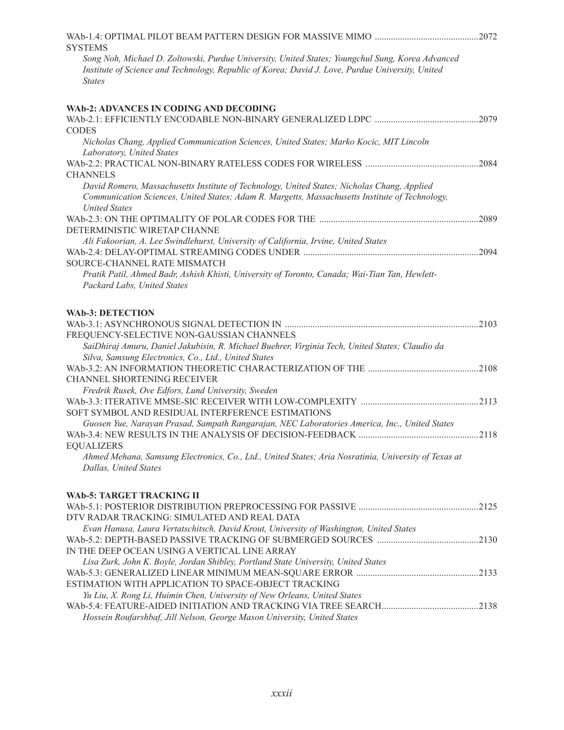WAb-1.4: OPTIMAL PILOT BEAM PATTERN DESIGN FOR MASSIVE MIMO SYSTEMS ....2072

*Song Noh, Michael D. Zoltowski, Purdue University, United States; Youngchul Sung, Korea Advanced Institute of Science and Technology, Republic of Korea; David J. Love, Purdue University, United States*

**WAb-2: ADVANCES IN CODING AND DECODING**

WAb-2.1: EFFICIENTLY ENCODABLE NON-BINARY GENERALIZED LDPC CODES ....2079

*Nicholas Chang, Applied Communication Sciences, United States; Marko Kocic, MIT Lincoln Laboratory, United States*

WAb-2.2: PRACTICAL NON-BINARY RATELESS CODES FOR WIRELESS CHANNELS ....2084

*David Romero, Massachusetts Institute of Technology, United States; Nicholas Chang, Applied Communication Sciences, United States; Adam R. Margetts, Massachusetts Institute of Technology, United States*

WAb-2.3: ON THE OPTIMALITY OF POLAR CODES FOR THE DETERMINISTIC WIRETAP CHANNE ....2089

*Ali Fakoorian, A. Lee Swindlehurst, University of California, Irvine, United States*

WAb-2.4: DELAY-OPTIMAL STREAMING CODES UNDER SOURCE-CHANNEL RATE MISMATCH ....2094

*Pratik Patil, Ahmed Badr, Ashish Khisti, University of Toronto, Canada; Wai-Tian Tan, Hewlett-Packard Labs, United States*

**WAb-3: DETECTION**

WAb-3.1: ASYNCHRONOUS SIGNAL DETECTION IN FREQUENCY-SELECTIVE NON-GAUSSIAN CHANNELS ....2103

*SaiDhiraj Amuru, Daniel Jakubisin, R. Michael Buehrer, Virginia Tech, United States; Claudio da Silva, Samsung Electronics, Co., Ltd., United States*

WAb-3.2: AN INFORMATION THEORETIC CHARACTERIZATION OF THE CHANNEL SHORTENING RECEIVER ....2108

*Fredrik Rusek, Ove Edfors, Lund University, Sweden*

WAb-3.3: ITERATIVE MMSE-SIC RECEIVER WITH LOW-COMPLEXITY SOFT SYMBOL AND RESIDUAL INTERFERENCE ESTIMATIONS ....2113

*Guosen Yue, Narayan Prasad, Sampath Rangarajan, NEC Laboratories America, Inc., United States*

WAb-3.4: NEW RESULTS IN THE ANALYSIS OF DECISION-FEEDBACK EQUALIZERS ....2118

*Ahmed Mehana, Samsung Electronics, Co., Ltd., United States; Aria Nosratinia, University of Texas at Dallas, United States*

**WAb-5: TARGET TRACKING II**

WAb-5.1: POSTERIOR DISTRIBUTION PREPROCESSING FOR PASSIVE DTV RADAR TRACKING: SIMULATED AND REAL DATA ....2125

*Evan Hanusa, Laura Vertatschitsch, David Krout, University of Washington, United States*

WAb-5.2: DEPTH-BASED PASSIVE TRACKING OF SUBMERGED SOURCES IN THE DEEP OCEAN USING A VERTICAL LINE ARRAY ....2130

*Lisa Zurk, John K. Boyle, Jordan Shibley, Portland State University, United States*

WAb-5.3: GENERALIZED LINEAR MINIMUM MEAN-SQUARE ERROR ESTIMATION WITH APPLICATION TO SPACE-OBJECT TRACKING ....2133

*Yu Liu, X. Rong Li, Huimin Chen, University of New Orleans, United States*

WAb-5.4: FEATURE-AIDED INITIATION AND TRACKING VIA TREE SEARCH ....2138

*Hossein Roufarshbaf, Jill Nelson, George Mason University, United States*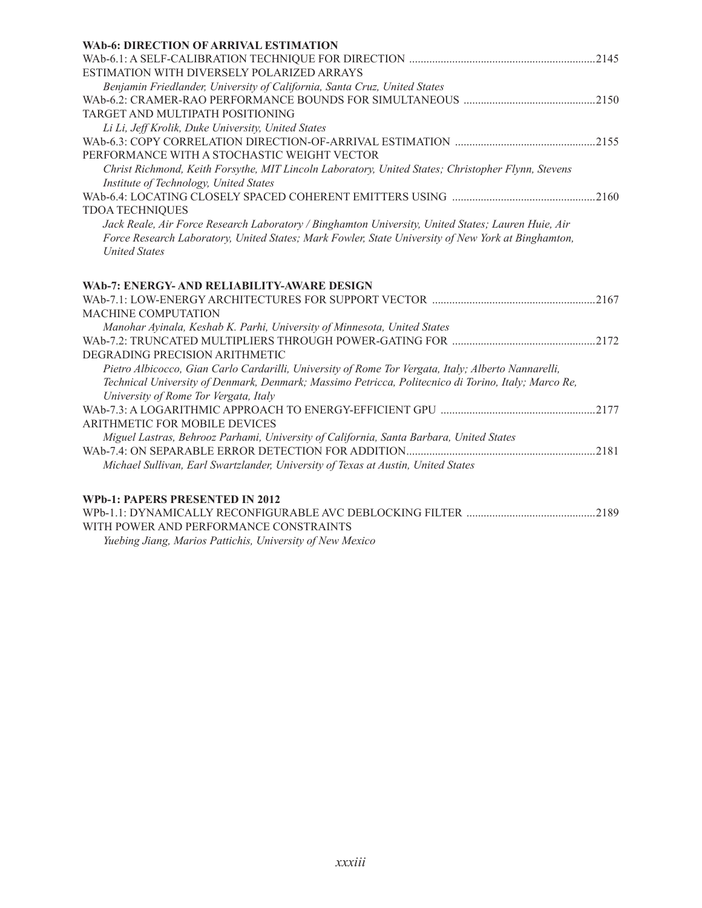**WAb-6: DIRECTION OF ARRIVAL ESTIMATION**

WAb-6.1: A SELF-CALIBRATION TECHNIQUE FOR DIRECTION ESTIMATION WITH DIVERSELY POLARIZED ARRAYS ....2145
*Benjamin Friedlander, University of California, Santa Cruz, United States*

WAb-6.2: CRAMER-RAO PERFORMANCE BOUNDS FOR SIMULTANEOUS TARGET AND MULTIPATH POSITIONING ....2150
*Li Li, Jeff Krolik, Duke University, United States*

WAb-6.3: COPY CORRELATION DIRECTION-OF-ARRIVAL ESTIMATION PERFORMANCE WITH A STOCHASTIC WEIGHT VECTOR ....2155
*Christ Richmond, Keith Forsythe, MIT Lincoln Laboratory, United States; Christopher Flynn, Stevens Institute of Technology, United States*

WAb-6.4: LOCATING CLOSELY SPACED COHERENT EMITTERS USING TDOA TECHNIQUES ....2160
*Jack Reale, Air Force Research Laboratory / Binghamton University, United States; Lauren Huie, Air Force Research Laboratory, United States; Mark Fowler, State University of New York at Binghamton, United States*

**WAb-7: ENERGY- AND RELIABILITY-AWARE DESIGN**

WAb-7.1: LOW-ENERGY ARCHITECTURES FOR SUPPORT VECTOR MACHINE COMPUTATION ....2167
*Manohar Ayinala, Keshab K. Parhi, University of Minnesota, United States*

WAb-7.2: TRUNCATED MULTIPLIERS THROUGH POWER-GATING FOR DEGRADING PRECISION ARITHMETIC ....2172
*Pietro Albicocco, Gian Carlo Cardarilli, University of Rome Tor Vergata, Italy; Alberto Nannarelli, Technical University of Denmark, Denmark; Massimo Petricca, Politecnico di Torino, Italy; Marco Re, University of Rome Tor Vergata, Italy*

WAb-7.3: A LOGARITHMIC APPROACH TO ENERGY-EFFICIENT GPU ARITHMETIC FOR MOBILE DEVICES ....2177
*Miguel Lastras, Behrooz Parhami, University of California, Santa Barbara, United States*

WAb-7.4: ON SEPARABLE ERROR DETECTION FOR ADDITION ....2181
*Michael Sullivan, Earl Swartzlander, University of Texas at Austin, United States*

**WPb-1: PAPERS PRESENTED IN 2012**

WPb-1.1: DYNAMICALLY RECONFIGURABLE AVC DEBLOCKING FILTER WITH POWER AND PERFORMANCE CONSTRAINTS ....2189
*Yuebing Jiang, Marios Pattichis, University of New Mexico*